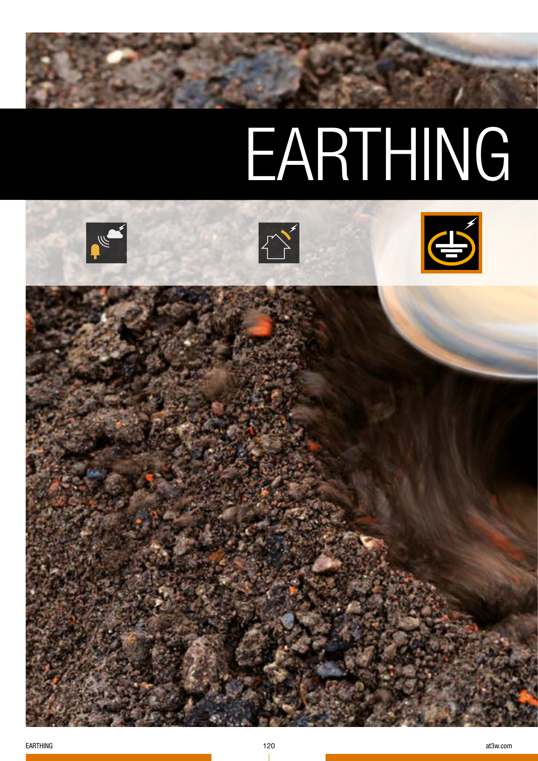# EARTHING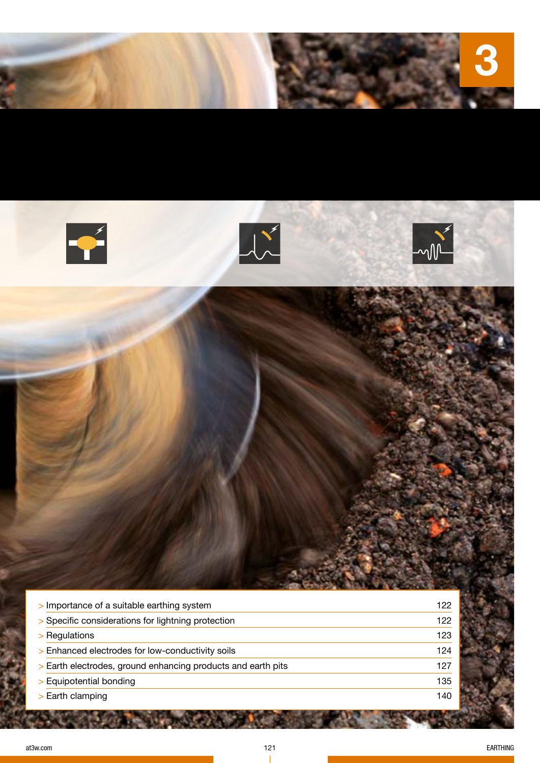3

| | |
|---|---|
| > Importance of a suitable earthing system | 122 |
| > Specific considerations for lightning protection | 122 |
| > Regulations | 123 |
| > Enhanced electrodes for low-conductivity soils | 124 |
| > Earth electrodes, ground enhancing products and earth pits | 127 |
| > Equipotential bonding | 135 |
| > Earth clamping | 140 |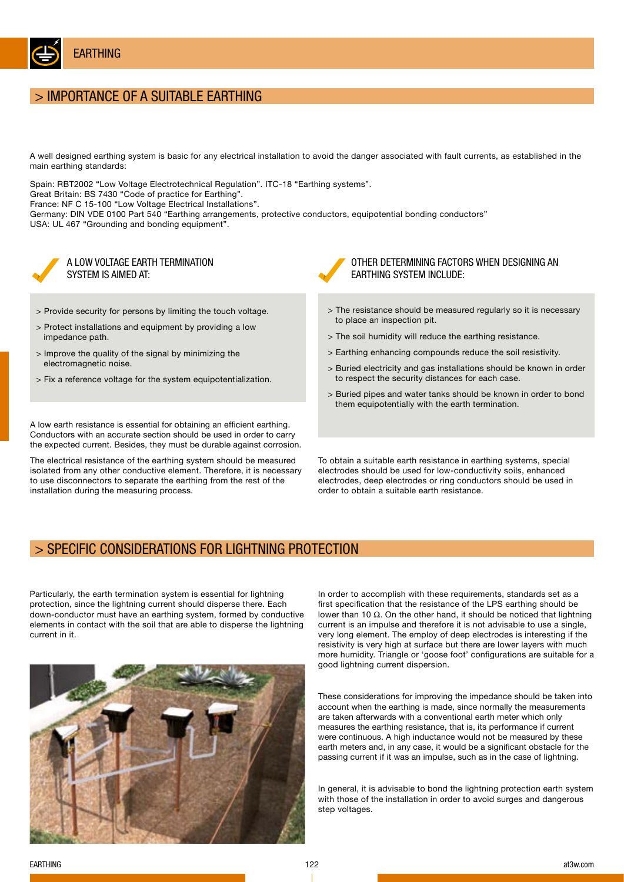# > IMPORTANCE OF A SUITABLE EARTHING

A well designed earthing system is basic for any electrical installation to avoid the danger associated with fault currents, as established in the main earthing standards:

Spain: RBT2002 "Low Voltage Electrotechnical Regulation". ITC-18 "Earthing systems".
Great Britain: BS 7430 "Code of practice for Earthing".
France: NF C 15-100 "Low Voltage Electrical Installations".
Germany: DIN VDE 0100 Part 540 "Earthing arrangements, protective conductors, equipotential bonding conductors"
USA: UL 467 "Grounding and bonding equipment".

### A LOW VOLTAGE EARTH TERMINATION SYSTEM IS AIMED AT:

- > Provide security for persons by limiting the touch voltage.
- > Protect installations and equipment by providing a low impedance path.
- > Improve the quality of the signal by minimizing the electromagnetic noise.
- > Fix a reference voltage for the system equipotentialization.

A low earth resistance is essential for obtaining an efficient earthing. Conductors with an accurate section should be used in order to carry the expected current. Besides, they must be durable against corrosion.

The electrical resistance of the earthing system should be measured isolated from any other conductive element. Therefore, it is necessary to use disconnectors to separate the earthing from the rest of the installation during the measuring process.

### OTHER DETERMINING FACTORS WHEN DESIGNING AN EARTHING SYSTEM INCLUDE:

- > The resistance should be measured regularly so it is necessary to place an inspection pit.
- > The soil humidity will reduce the earthing resistance.
- > Earthing enhancing compounds reduce the soil resistivity.
- > Buried electricity and gas installations should be known in order to respect the security distances for each case.
- > Buried pipes and water tanks should be known in order to bond them equipotentially with the earth termination.

To obtain a suitable earth resistance in earthing systems, special electrodes should be used for low-conductivity soils, enhanced electrodes, deep electrodes or ring conductors should be used in order to obtain a suitable earth resistance.

# > SPECIFIC CONSIDERATIONS FOR LIGHTNING PROTECTION

Particularly, the earth termination system is essential for lightning protection, since the lightning current should disperse there. Each down-conductor must have an earthing system, formed by conductive elements in contact with the soil that are able to disperse the lightning current in it.

In order to accomplish with these requirements, standards set as a first specification that the resistance of the LPS earthing should be lower than 10 Ω. On the other hand, it should be noticed that lightning current is an impulse and therefore it is not advisable to use a single, very long element. The employ of deep electrodes is interesting if the resistivity is very high at surface but there are lower layers with much more humidity. Triangle or 'goose foot' configurations are suitable for a good lightning current dispersion.

These considerations for improving the impedance should be taken into account when the earthing is made, since normally the measurements are taken afterwards with a conventional earth meter which only measures the earthing resistance, that is, its performance if current were continuous. A high inductance would not be measured by these earth meters and, in any case, it would be a significant obstacle for the passing current if it was an impulse, such as in the case of lightning.

In general, it is advisable to bond the lightning protection earth system with those of the installation in order to avoid surges and dangerous step voltages.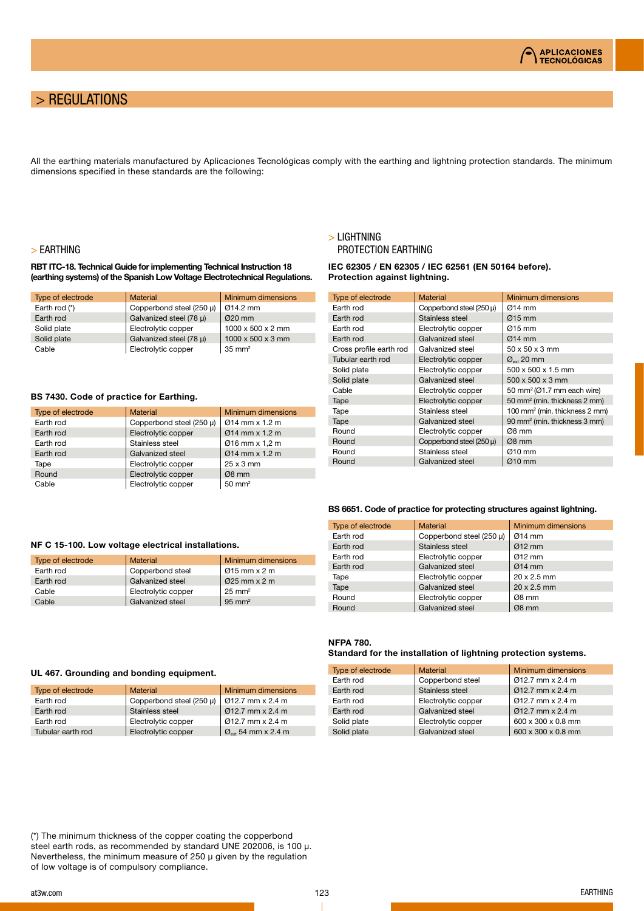# > REGULATIONS

All the earthing materials manufactured by Aplicaciones Tecnológicas comply with the earthing and lightning protection standards. The minimum dimensions specified in these standards are the following:

## > EARTHING

**RBT ITC-18. Technical Guide for implementing Technical Instruction 18 (earthing systems) of the Spanish Low Voltage Electrotechnical Regulations.**

| Type of electrode | Material | Minimum dimensions |
|---|---|---|
| Earth rod (*) | Copperbond steel (250 µ) | Ø14.2 mm |
| Earth rod | Galvanized steel (78 µ) | Ø20 mm |
| Solid plate | Electrolytic copper | 1000 x 500 x 2 mm |
| Solid plate | Galvanized steel (78 µ) | 1000 x 500 x 3 mm |
| Cable | Electrolytic copper | 35 mm² |

**BS 7430. Code of practice for Earthing.**

| Type of electrode | Material | Minimum dimensions |
|---|---|---|
| Earth rod | Copperbond steel (250 µ) | Ø14 mm x 1.2 m |
| Earth rod | Electrolytic copper | Ø14 mm x 1.2 m |
| Earth rod | Stainless steel | Ø16 mm x 1,2 m |
| Earth rod | Galvanized steel | Ø14 mm x 1.2 m |
| Tape | Electrolytic copper | 25 x 3 mm |
| Round | Electrolytic copper | Ø8 mm |
| Cable | Electrolytic copper | 50 mm² |

**NF C 15-100. Low voltage electrical installations.**

| Type of electrode | Material | Minimum dimensions |
|---|---|---|
| Earth rod | Copperbond steel | Ø15 mm x 2 m |
| Earth rod | Galvanized steel | Ø25 mm x 2 m |
| Cable | Electrolytic copper | 25 mm² |
| Cable | Galvanized steel | 95 mm² |

**UL 467. Grounding and bonding equipment.**

| Type of electrode | Material | Minimum dimensions |
|---|---|---|
| Earth rod | Copperbond steel (250 µ) | Ø12.7 mm x 2.4 m |
| Earth rod | Stainless steel | Ø12.7 mm x 2.4 m |
| Earth rod | Electrolytic copper | Ø12.7 mm x 2.4 m |
| Tubular earth rod | Electrolytic copper | $Ø_{ext}$ 54 mm x 2.4 m |

(*) The minimum thickness of the copper coating the copperbond steel earth rods, as recommended by standard UNE 202006, is 100 µ. Nevertheless, the minimum measure of 250 µ given by the regulation of low voltage is of compulsory compliance.

## > LIGHTNING PROTECTION EARTHING

**IEC 62305 / EN 62305 / IEC 62561 (EN 50164 before). Protection against lightning.**

| Type of electrode | Material | Minimum dimensions |
|---|---|---|
| Earth rod | Copperbond steel (250 µ) | Ø14 mm |
| Earth rod | Stainless steel | Ø15 mm |
| Earth rod | Electrolytic copper | Ø15 mm |
| Earth rod | Galvanized steel | Ø14 mm |
| Cross profile earth rod | Galvanized steel | 50 x 50 x 3 mm |
| Tubular earth rod | Electrolytic copper | $Ø_{ext}$ 20 mm |
| Solid plate | Electrolytic copper | 500 x 500 x 1.5 mm |
| Solid plate | Galvanized steel | 500 x 500 x 3 mm |
| Cable | Electrolytic copper | 50 mm² (Ø1.7 mm each wire) |
| Tape | Electrolytic copper | 50 mm² (min. thickness 2 mm) |
| Tape | Stainless steel | 100 mm² (min. thickness 2 mm) |
| Tape | Galvanized steel | 90 mm² (min. thickness 3 mm) |
| Round | Electrolytic copper | Ø8 mm |
| Round | Copperbond steel (250 µ) | Ø8 mm |
| Round | Stainless steel | Ø10 mm |
| Round | Galvanized steel | Ø10 mm |

**BS 6651. Code of practice for protecting structures against lightning.**

| Type of electrode | Material | Minimum dimensions |
|---|---|---|
| Earth rod | Copperbond steel (250 µ) | Ø14 mm |
| Earth rod | Stainless steel | Ø12 mm |
| Earth rod | Electrolytic copper | Ø12 mm |
| Earth rod | Galvanized steel | Ø14 mm |
| Tape | Electrolytic copper | 20 x 2.5 mm |
| Tape | Galvanized steel | 20 x 2.5 mm |
| Round | Electrolytic copper | Ø8 mm |
| Round | Galvanized steel | Ø8 mm |

**NFPA 780.**
**Standard for the installation of lightning protection systems.**

| Type of electrode | Material | Minimum dimensions |
|---|---|---|
| Earth rod | Copperbond steel | Ø12.7 mm x 2.4 m |
| Earth rod | Stainless steel | Ø12.7 mm x 2.4 m |
| Earth rod | Electrolytic copper | Ø12.7 mm x 2.4 m |
| Earth rod | Galvanized steel | Ø12.7 mm x 2.4 m |
| Solid plate | Electrolytic copper | 600 x 300 x 0.8 mm |
| Solid plate | Galvanized steel | 600 x 300 x 0.8 mm |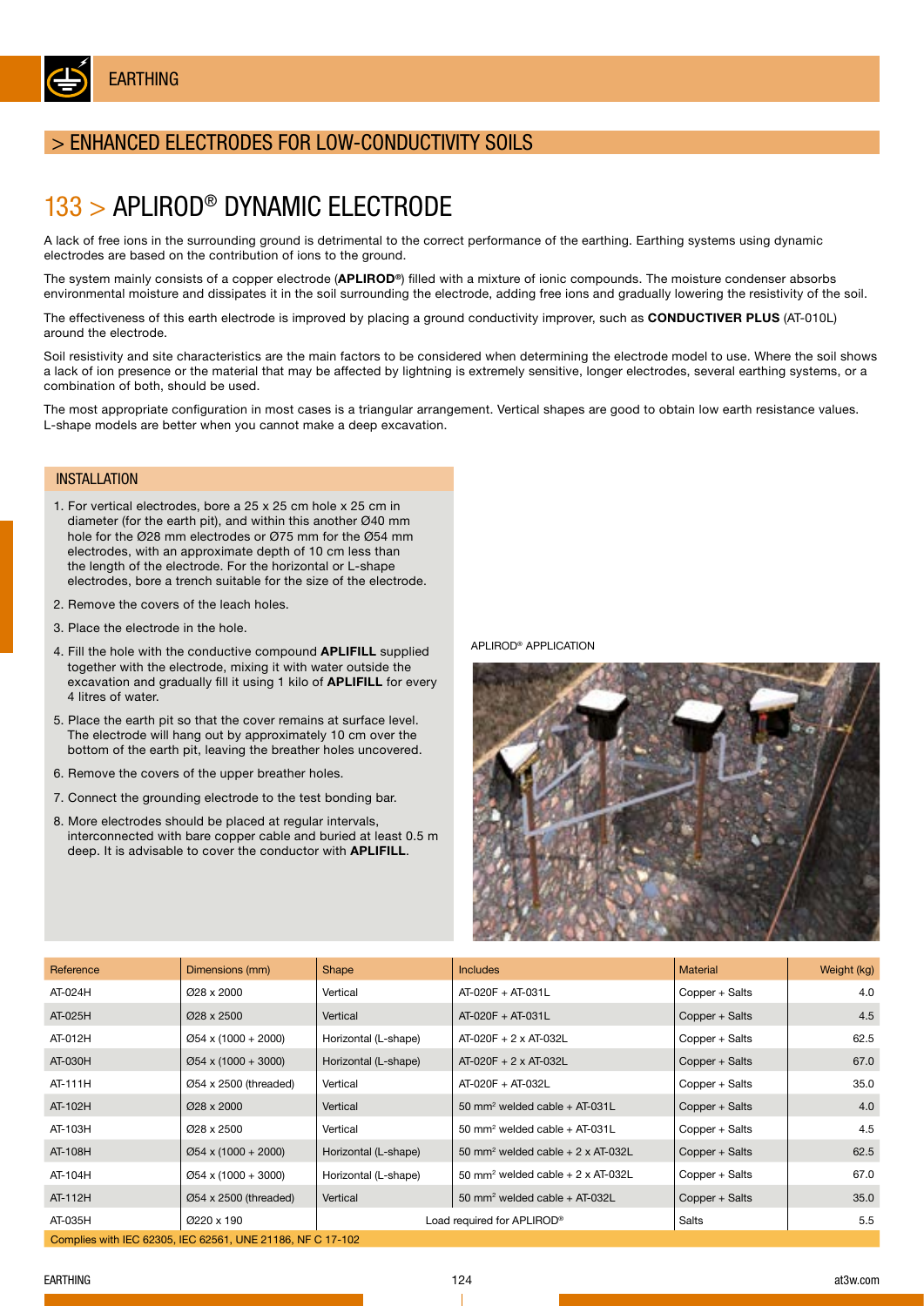# EARTHING

## > ENHANCED ELECTRODES FOR LOW-CONDUCTIVITY SOILS

# 133 > APLIROD® DYNAMIC ELECTRODE

A lack of free ions in the surrounding ground is detrimental to the correct performance of the earthing. Earthing systems using dynamic electrodes are based on the contribution of ions to the ground.

The system mainly consists of a copper electrode (**APLIROD®**) filled with a mixture of ionic compounds. The moisture condenser absorbs environmental moisture and dissipates it in the soil surrounding the electrode, adding free ions and gradually lowering the resistivity of the soil.

The effectiveness of this earth electrode is improved by placing a ground conductivity improver, such as **CONDUCTIVER PLUS** (AT-010L) around the electrode.

Soil resistivity and site characteristics are the main factors to be considered when determining the electrode model to use. Where the soil shows a lack of ion presence or the material that may be affected by lightning is extremely sensitive, longer electrodes, several earthing systems, or a combination of both, should be used.

The most appropriate configuration in most cases is a triangular arrangement. Vertical shapes are good to obtain low earth resistance values. L-shape models are better when you cannot make a deep excavation.

### INSTALLATION

1. For vertical electrodes, bore a 25 x 25 cm hole x 25 cm in diameter (for the earth pit), and within this another Ø40 mm hole for the Ø28 mm electrodes or Ø75 mm for the Ø54 mm electrodes, with an approximate depth of 10 cm less than the length of the electrode. For the horizontal or L-shape electrodes, bore a trench suitable for the size of the electrode.
2. Remove the covers of the leach holes.
3. Place the electrode in the hole.
4. Fill the hole with the conductive compound **APLIFILL** supplied together with the electrode, mixing it with water outside the excavation and gradually fill it using 1 kilo of **APLIFILL** for every 4 litres of water.
5. Place the earth pit so that the cover remains at surface level. The electrode will hang out by approximately 10 cm over the bottom of the earth pit, leaving the breather holes uncovered.
6. Remove the covers of the upper breather holes.
7. Connect the grounding electrode to the test bonding bar.
8. More electrodes should be placed at regular intervals, interconnected with bare copper cable and buried at least 0.5 m deep. It is advisable to cover the conductor with **APLIFILL**.

APLIROD® APPLICATION

| Reference | Dimensions (mm) | Shape | Includes | Material | Weight (kg) |
|---|---|---|---|---|---|
| AT-024H | Ø28 x 2000 | Vertical | AT-020F + AT-031L | Copper + Salts | 4.0 |
| AT-025H | Ø28 x 2500 | Vertical | AT-020F + AT-031L | Copper + Salts | 4.5 |
| AT-012H | Ø54 x (1000 + 2000) | Horizontal (L-shape) | AT-020F + 2 x AT-032L | Copper + Salts | 62.5 |
| AT-030H | Ø54 x (1000 + 3000) | Horizontal (L-shape) | AT-020F + 2 x AT-032L | Copper + Salts | 67.0 |
| AT-111H | Ø54 x 2500 (threaded) | Vertical | AT-020F + AT-032L | Copper + Salts | 35.0 |
| AT-102H | Ø28 x 2000 | Vertical | 50 mm² welded cable + AT-031L | Copper + Salts | 4.0 |
| AT-103H | Ø28 x 2500 | Vertical | 50 mm² welded cable + AT-031L | Copper + Salts | 4.5 |
| AT-108H | Ø54 x (1000 + 2000) | Horizontal (L-shape) | 50 mm² welded cable + 2 x AT-032L | Copper + Salts | 62.5 |
| AT-104H | Ø54 x (1000 + 3000) | Horizontal (L-shape) | 50 mm² welded cable + 2 x AT-032L | Copper + Salts | 67.0 |
| AT-112H | Ø54 x 2500 (threaded) | Vertical | 50 mm² welded cable + AT-032L | Copper + Salts | 35.0 |
| AT-035H | Ø220 x 190 | Load required for APLIROD® | | Salts | 5.5 |

Complies with IEC 62305, IEC 62561, UNE 21186, NF C 17-102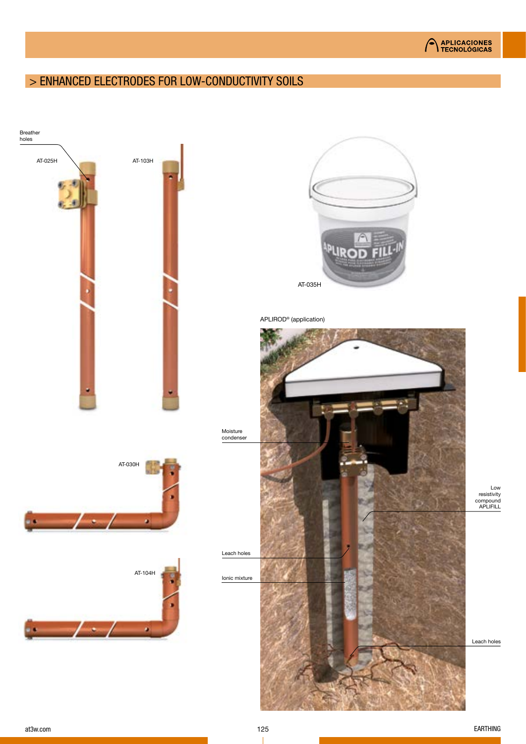# > ENHANCED ELECTRODES FOR LOW-CONDUCTIVITY SOILS

Breather holes

AT-025H

AT-103H

AT-035H

APLIROD® (application)

Moisture condenser

Low resistivity compound APLIFILL

Leach holes

Ionic mixture

Leach holes

AT-030H

AT-104H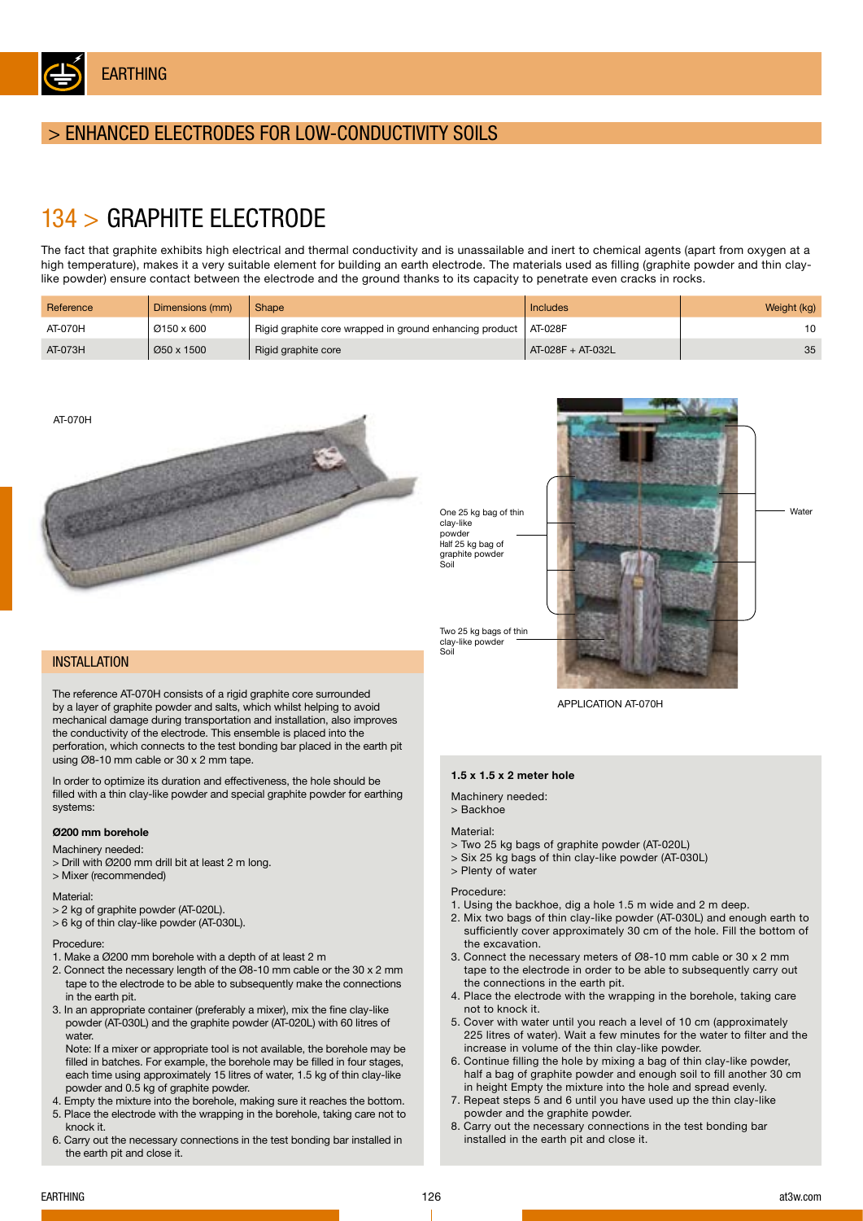# EARTHING

## > ENHANCED ELECTRODES FOR LOW-CONDUCTIVITY SOILS

## 134 > GRAPHITE ELECTRODE

The fact that graphite exhibits high electrical and thermal conductivity and is unassailable and inert to chemical agents (apart from oxygen at a high temperature), makes it a very suitable element for building an earth electrode. The materials used as filling (graphite powder and thin clay-like powder) ensure contact between the electrode and the ground thanks to its capacity to penetrate even cracks in rocks.

| Reference | Dimensions (mm) | Shape | Includes | Weight (kg) |
|---|---|---|---|---|
| AT-070H | Ø150 x 600 | Rigid graphite core wrapped in ground enhancing product | AT-028F | 10 |
| AT-073H | Ø50 x 1500 | Rigid graphite core | AT-028F + AT-032L | 35 |

AT-070H

One 25 kg bag of thin clay-like powder
Half 25 kg bag of graphite powder
Soil

Water

Two 25 kg bags of thin clay-like powder
Soil

APPLICATION AT-070H

### INSTALLATION

The reference AT-070H consists of a rigid graphite core surrounded by a layer of graphite powder and salts, which whilst helping to avoid mechanical damage during transportation and installation, also improves the conductivity of the electrode. This ensemble is placed into the perforation, which connects to the test bonding bar placed in the earth pit using Ø8-10 mm cable or 30 x 2 mm tape.

In order to optimize its duration and effectiveness, the hole should be filled with a thin clay-like powder and special graphite powder for earthing systems:

**Ø200 mm borehole**

Machinery needed:
> Drill with Ø200 mm drill bit at least 2 m long.
> Mixer (recommended)

Material:
> 2 kg of graphite powder (AT-020L).
> 6 kg of thin clay-like powder (AT-030L).

Procedure:
1. Make a Ø200 mm borehole with a depth of at least 2 m
2. Connect the necessary length of the Ø8-10 mm cable or the 30 x 2 mm tape to the electrode to be able to subsequently make the connections in the earth pit.
3. In an appropriate container (preferably a mixer), mix the fine clay-like powder (AT-030L) and the graphite powder (AT-020L) with 60 litres of water.
   Note: If a mixer or appropriate tool is not available, the borehole may be filled in batches. For example, the borehole may be filled in four stages, each time using approximately 15 litres of water, 1.5 kg of thin clay-like powder and 0.5 kg of graphite powder.
4. Empty the mixture into the borehole, making sure it reaches the bottom.
5. Place the electrode with the wrapping in the borehole, taking care not to knock it.
6. Carry out the necessary connections in the test bonding bar installed in the earth pit and close it.

**1.5 x 1.5 x 2 meter hole**

Machinery needed:
> Backhoe

Material:
> Two 25 kg bags of graphite powder (AT-020L)
> Six 25 kg bags of thin clay-like powder (AT-030L)
> Plenty of water

Procedure:
1. Using the backhoe, dig a hole 1.5 m wide and 2 m deep.
2. Mix two bags of thin clay-like powder (AT-030L) and enough earth to sufficiently cover approximately 30 cm of the hole. Fill the bottom of the excavation.
3. Connect the necessary meters of Ø8-10 mm cable or 30 x 2 mm tape to the electrode in order to be able to subsequently carry out the connections in the earth pit.
4. Place the electrode with the wrapping in the borehole, taking care not to knock it.
5. Cover with water until you reach a level of 10 cm (approximately 225 litres of water). Wait a few minutes for the water to filter and the increase in volume of the thin clay-like powder.
6. Continue filling the hole by mixing a bag of thin clay-like powder, half a bag of graphite powder and enough soil to fill another 30 cm in height Empty the mixture into the hole and spread evenly.
7. Repeat steps 5 and 6 until you have used up the thin clay-like powder and the graphite powder.
8. Carry out the necessary connections in the test bonding bar installed in the earth pit and close it.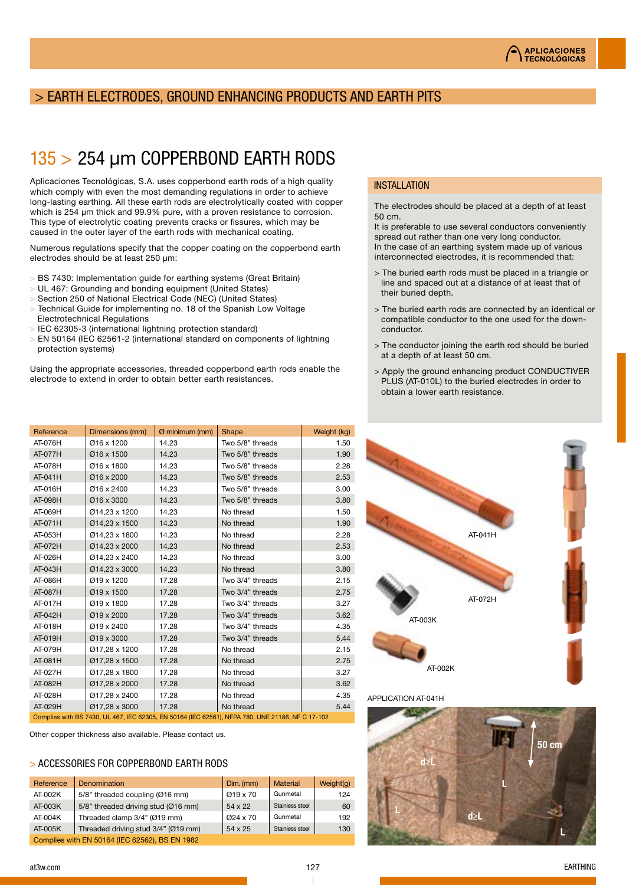# > EARTH ELECTRODES, GROUND ENHANCING PRODUCTS AND EARTH PITS

## 135 > 254 µm COPPERBOND EARTH RODS

Aplicaciones Tecnológicas, S.A. uses copperbond earth rods of a high quality which comply with even the most demanding regulations in order to achieve long-lasting earthing. All these earth rods are electrolytically coated with copper which is 254 µm thick and 99.9% pure, with a proven resistance to corrosion. This type of electrolytic coating prevents cracks or fissures, which may be caused in the outer layer of the earth rods with mechanical coating.

Numerous regulations specify that the copper coating on the copperbond earth electrodes should be at least 250 µm:

- BS 7430: Implementation guide for earthing systems (Great Britain)
- UL 467: Grounding and bonding equipment (United States)
- Section 250 of National Electrical Code (NEC) (United States)
- Technical Guide for implementing no. 18 of the Spanish Low Voltage Electrotechnical Regulations
- IEC 62305-3 (international lightning protection standard)
- EN 50164 (IEC 62561-2 (international standard on components of lightning protection systems)

Using the appropriate accessories, threaded copperbond earth rods enable the electrode to extend in order to obtain better earth resistances.

### INSTALLATION

The electrodes should be placed at a depth of at least 50 cm.
It is preferable to use several conductors conveniently spread out rather than one very long conductor.
In the case of an earthing system made up of various interconnected electrodes, it is recommended that:

> The buried earth rods must be placed in a triangle or line and spaced out at a distance of at least that of their buried depth.

> The buried earth rods are connected by an identical or compatible conductor to the one used for the down-conductor.

> The conductor joining the earth rod should be buried at a depth of at least 50 cm.

> Apply the ground enhancing product CONDUCTIVER PLUS (AT-010L) to the buried electrodes in order to obtain a lower earth resistance.

| Reference | Dimensions (mm) | Ø minimum (mm) | Shape | Weight (kg) |
|---|---|---|---|---|
| AT-076H | Ø16 x 1200 | 14.23 | Two 5/8" threads | 1.50 |
| AT-077H | Ø16 x 1500 | 14.23 | Two 5/8" threads | 1.90 |
| AT-078H | Ø16 x 1800 | 14.23 | Two 5/8" threads | 2.28 |
| AT-041H | Ø16 x 2000 | 14.23 | Two 5/8" threads | 2.53 |
| AT-016H | Ø16 x 2400 | 14.23 | Two 5/8" threads | 3.00 |
| AT-098H | Ø16 x 3000 | 14.23 | Two 5/8" threads | 3.80 |
| AT-069H | Ø14,23 x 1200 | 14.23 | No thread | 1.50 |
| AT-071H | Ø14,23 x 1500 | 14.23 | No thread | 1.90 |
| AT-053H | Ø14,23 x 1800 | 14.23 | No thread | 2.28 |
| AT-072H | Ø14,23 x 2000 | 14.23 | No thread | 2.53 |
| AT-026H | Ø14,23 x 2400 | 14.23 | No thread | 3.00 |
| AT-043H | Ø14,23 x 3000 | 14.23 | No thread | 3.80 |
| AT-086H | Ø19 x 1200 | 17.28 | Two 3/4" threads | 2.15 |
| AT-087H | Ø19 x 1500 | 17.28 | Two 3/4" threads | 2.75 |
| AT-017H | Ø19 x 1800 | 17.28 | Two 3/4" threads | 3.27 |
| AT-042H | Ø19 x 2000 | 17.28 | Two 3/4" threads | 3.62 |
| AT-018H | Ø19 x 2400 | 17.28 | Two 3/4" threads | 4.35 |
| AT-019H | Ø19 x 3000 | 17.28 | Two 3/4" threads | 5.44 |
| AT-079H | Ø17,28 x 1200 | 17.28 | No thread | 2.15 |
| AT-081H | Ø17,28 x 1500 | 17.28 | No thread | 2.75 |
| AT-027H | Ø17,28 x 1800 | 17.28 | No thread | 3.27 |
| AT-082H | Ø17,28 x 2000 | 17.28 | No thread | 3.62 |
| AT-028H | Ø17,28 x 2400 | 17.28 | No thread | 4.35 |
| AT-029H | Ø17,28 x 3000 | 17.28 | No thread | 5.44 |
| Complies with BS 7430, UL 467, IEC 62305, EN 50164 (IEC 62561), NFPA 780, UNE 21186, NF C 17-102 | | | | |

Other copper thickness also available. Please contact us.

AT-041H

AT-072H

AT-003K

AT-002K

APPLICATION AT-041H

### > ACCESSORIES FOR COPPERBOND EARTH RODS

| Reference | Denomination | Dim. (mm) | Material | Weight(g) |
|---|---|---|---|---|
| AT-002K | 5/8" threaded coupling (Ø16 mm) | Ø19 x 70 | Gunmetal | 124 |
| AT-003K | 5/8" threaded driving stud (Ø16 mm) | 54 x 22 | Stainless steel | 60 |
| AT-004K | Threaded clamp 3/4" (Ø19 mm) | Ø24 x 70 | Gunmetal | 192 |
| AT-005K | Threaded driving stud 3/4" (Ø19 mm) | 54 x 25 | Stainless steel | 130 |
| Complies with EN 50164 (IEC 62562), BS EN 1982 | | | | |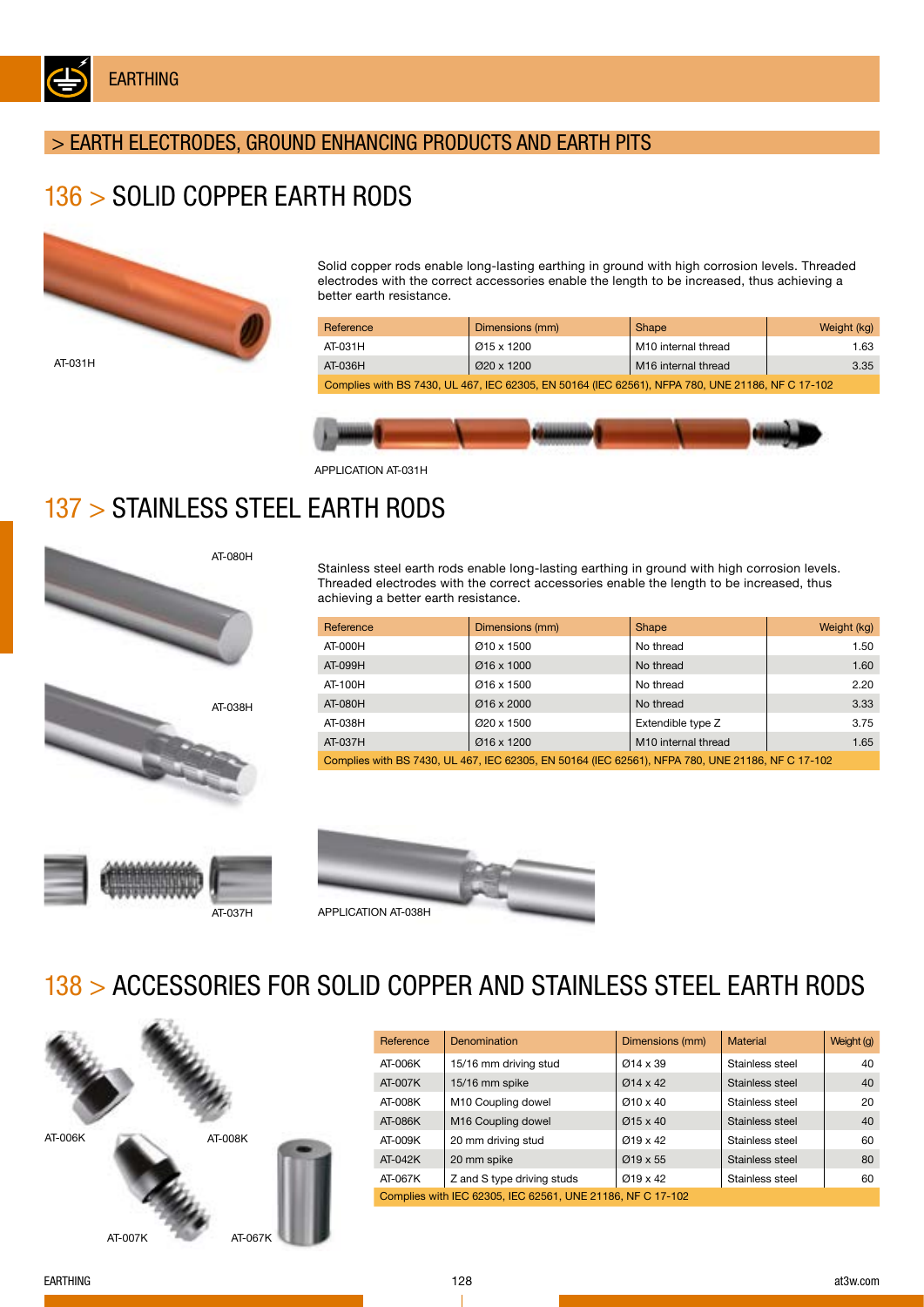# EARTHING

## > EARTH ELECTRODES, GROUND ENHANCING PRODUCTS AND EARTH PITS

## 136 > SOLID COPPER EARTH RODS

AT-031H

Solid copper rods enable long-lasting earthing in ground with high corrosion levels. Threaded electrodes with the correct accessories enable the length to be increased, thus achieving a better earth resistance.

| Reference | Dimensions (mm) | Shape | Weight (kg) |
|---|---|---|---|
| AT-031H | Ø15 x 1200 | M10 internal thread | 1.63 |
| AT-036H | Ø20 x 1200 | M16 internal thread | 3.35 |
| Complies with BS 7430, UL 467, IEC 62305, EN 50164 (IEC 62561), NFPA 780, UNE 21186, NF C 17-102 | | | |

APPLICATION AT-031H

## 137 > STAINLESS STEEL EARTH RODS

AT-080H

AT-038H

AT-037H

Stainless steel earth rods enable long-lasting earthing in ground with high corrosion levels. Threaded electrodes with the correct accessories enable the length to be increased, thus achieving a better earth resistance.

| Reference | Dimensions (mm) | Shape | Weight (kg) |
|---|---|---|---|
| AT-000H | Ø10 x 1500 | No thread | 1.50 |
| AT-099H | Ø16 x 1000 | No thread | 1.60 |
| AT-100H | Ø16 x 1500 | No thread | 2.20 |
| AT-080H | Ø16 x 2000 | No thread | 3.33 |
| AT-038H | Ø20 x 1500 | Extendible type Z | 3.75 |
| AT-037H | Ø16 x 1200 | M10 internal thread | 1.65 |
| Complies with BS 7430, UL 467, IEC 62305, EN 50164 (IEC 62561), NFPA 780, UNE 21186, NF C 17-102 | | | |

APPLICATION AT-038H

## 138 > ACCESSORIES FOR SOLID COPPER AND STAINLESS STEEL EARTH RODS

AT-006K

AT-008K

AT-007K

AT-067K

| Reference | Denomination | Dimensions (mm) | Material | Weight (g) |
|---|---|---|---|---|
| AT-006K | 15/16 mm driving stud | Ø14 x 39 | Stainless steel | 40 |
| AT-007K | 15/16 mm spike | Ø14 x 42 | Stainless steel | 40 |
| AT-008K | M10 Coupling dowel | Ø10 x 40 | Stainless steel | 20 |
| AT-086K | M16 Coupling dowel | Ø15 x 40 | Stainless steel | 40 |
| AT-009K | 20 mm driving stud | Ø19 x 42 | Stainless steel | 60 |
| AT-042K | 20 mm spike | Ø19 x 55 | Stainless steel | 80 |
| AT-067K | Z and S type driving studs | Ø19 x 42 | Stainless steel | 60 |
| Complies with IEC 62305, IEC 62561, UNE 21186, NF C 17-102 | | | | |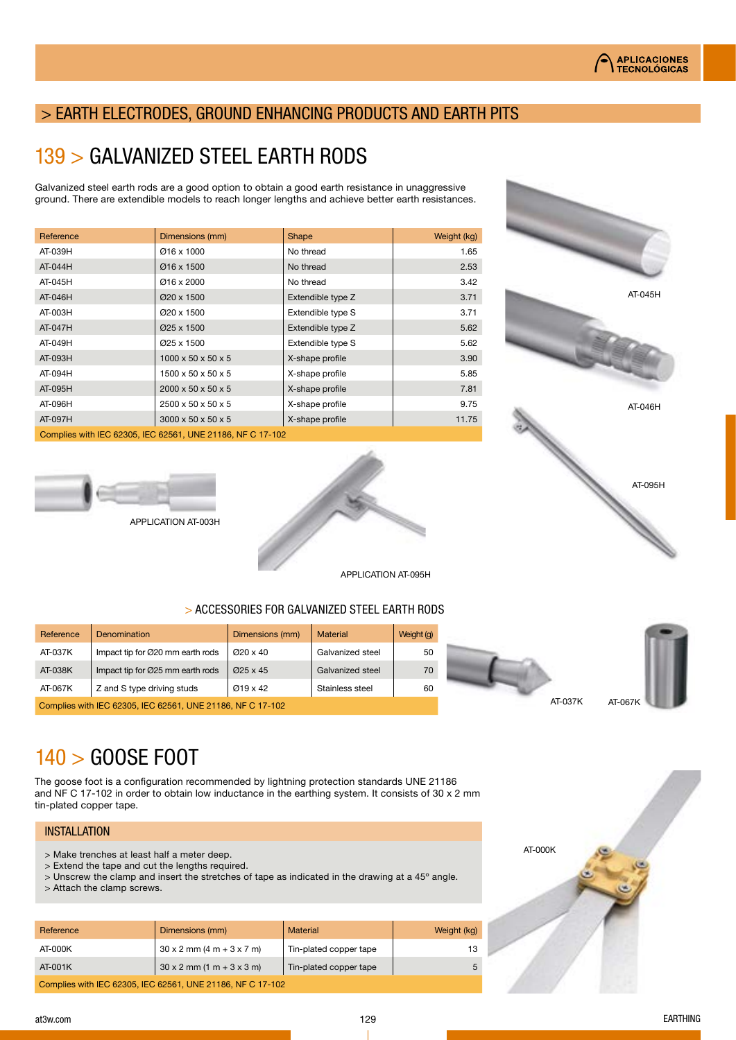# > EARTH ELECTRODES, GROUND ENHANCING PRODUCTS AND EARTH PITS

## 139 > GALVANIZED STEEL EARTH RODS

Galvanized steel earth rods are a good option to obtain a good earth resistance in unaggressive ground. There are extendible models to reach longer lengths and achieve better earth resistances.

| Reference | Dimensions (mm) | Shape | Weight (kg) |
|---|---|---|---|
| AT-039H | Ø16 x 1000 | No thread | 1.65 |
| AT-044H | Ø16 x 1500 | No thread | 2.53 |
| AT-045H | Ø16 x 2000 | No thread | 3.42 |
| AT-046H | Ø20 x 1500 | Extendible type Z | 3.71 |
| AT-003H | Ø20 x 1500 | Extendible type S | 3.71 |
| AT-047H | Ø25 x 1500 | Extendible type Z | 5.62 |
| AT-049H | Ø25 x 1500 | Extendible type S | 5.62 |
| AT-093H | 1000 x 50 x 50 x 5 | X-shape profile | 3.90 |
| AT-094H | 1500 x 50 x 50 x 5 | X-shape profile | 5.85 |
| AT-095H | 2000 x 50 x 50 x 5 | X-shape profile | 7.81 |
| AT-096H | 2500 x 50 x 50 x 5 | X-shape profile | 9.75 |
| AT-097H | 3000 x 50 x 50 x 5 | X-shape profile | 11.75 |
| Complies with IEC 62305, IEC 62561, UNE 21186, NF C 17-102 | | | |

AT-045H

AT-046H

AT-095H

APPLICATION AT-003H

APPLICATION AT-095H

### > ACCESSORIES FOR GALVANIZED STEEL EARTH RODS

| Reference | Denomination | Dimensions (mm) | Material | Weight (g) |
|---|---|---|---|---|
| AT-037K | Impact tip for Ø20 mm earth rods | Ø20 x 40 | Galvanized steel | 50 |
| AT-038K | Impact tip for Ø25 mm earth rods | Ø25 x 45 | Galvanized steel | 70 |
| AT-067K | Z and S type driving studs | Ø19 x 42 | Stainless steel | 60 |
| Complies with IEC 62305, IEC 62561, UNE 21186, NF C 17-102 | | | | |

AT-037K

AT-067K

## 140 > GOOSE FOOT

The goose foot is a configuration recommended by lightning protection standards UNE 21186 and NF C 17-102 in order to obtain low inductance in the earthing system. It consists of 30 x 2 mm tin-plated copper tape.

### INSTALLATION

> Make trenches at least half a meter deep.
> Extend the tape and cut the lengths required.
> Unscrew the clamp and insert the stretches of tape as indicated in the drawing at a 45° angle.
> Attach the clamp screws.

| Reference | Dimensions (mm) | Material | Weight (kg) |
|---|---|---|---|
| AT-000K | 30 x 2 mm (4 m + 3 x 7 m) | Tin-plated copper tape | 13 |
| AT-001K | 30 x 2 mm (1 m + 3 x 3 m) | Tin-plated copper tape | 5 |
| Complies with IEC 62305, IEC 62561, UNE 21186, NF C 17-102 | | | |

AT-000K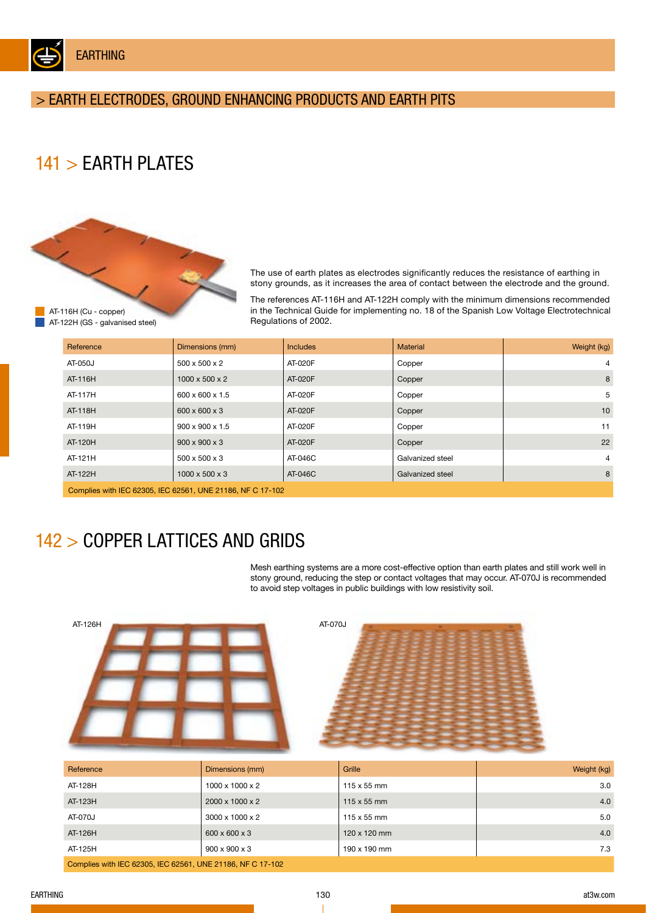# > EARTH ELECTRODES, GROUND ENHANCING PRODUCTS AND EARTH PITS

## 141 > EARTH PLATES

AT-116H (Cu - copper)
AT-122H (GS - galvanised steel)

The use of earth plates as electrodes significantly reduces the resistance of earthing in stony grounds, as it increases the area of contact between the electrode and the ground.

The references AT-116H and AT-122H comply with the minimum dimensions recommended in the Technical Guide for implementing no. 18 of the Spanish Low Voltage Electrotechnical Regulations of 2002.

| Reference | Dimensions (mm) | Includes | Material | Weight (kg) |
|---|---|---|---|---|
| AT-050J | 500 x 500 x 2 | AT-020F | Copper | 4 |
| AT-116H | 1000 x 500 x 2 | AT-020F | Copper | 8 |
| AT-117H | 600 x 600 x 1.5 | AT-020F | Copper | 5 |
| AT-118H | 600 x 600 x 3 | AT-020F | Copper | 10 |
| AT-119H | 900 x 900 x 1.5 | AT-020F | Copper | 11 |
| AT-120H | 900 x 900 x 3 | AT-020F | Copper | 22 |
| AT-121H | 500 x 500 x 3 | AT-046C | Galvanized steel | 4 |
| AT-122H | 1000 x 500 x 3 | AT-046C | Galvanized steel | 8 |
| Complies with IEC 62305, IEC 62561, UNE 21186, NF C 17-102 | | | | |

## 142 > COPPER LATTICES AND GRIDS

Mesh earthing systems are a more cost-effective option than earth plates and still work well in stony ground, reducing the step or contact voltages that may occur. AT-070J is recommended to avoid step voltages in public buildings with low resistivity soil.

AT-126H

AT-070J

| Reference | Dimensions (mm) | Grille | Weight (kg) |
|---|---|---|---|
| AT-128H | 1000 x 1000 x 2 | 115 x 55 mm | 3.0 |
| AT-123H | 2000 x 1000 x 2 | 115 x 55 mm | 4.0 |
| AT-070J | 3000 x 1000 x 2 | 115 x 55 mm | 5.0 |
| AT-126H | 600 x 600 x 3 | 120 x 120 mm | 4.0 |
| AT-125H | 900 x 900 x 3 | 190 x 190 mm | 7.3 |
| Complies with IEC 62305, IEC 62561, UNE 21186, NF C 17-102 | | | |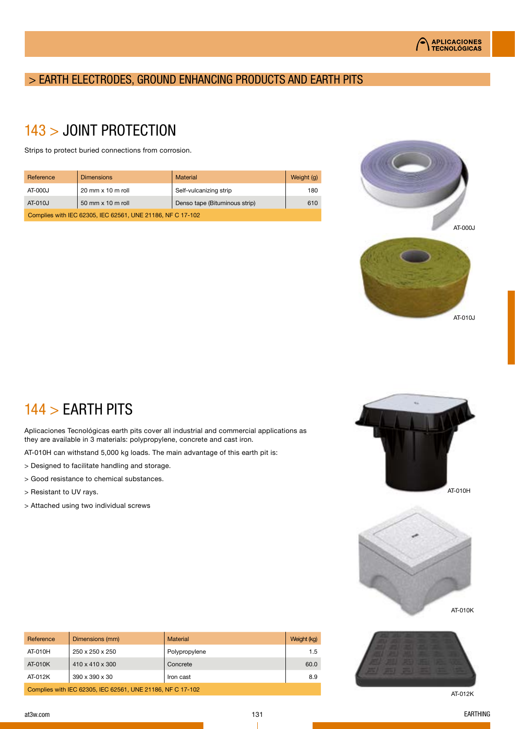## > EARTH ELECTRODES, GROUND ENHANCING PRODUCTS AND EARTH PITS

# 143 > JOINT PROTECTION

Strips to protect buried connections from corrosion.

| Reference | Dimensions | Material | Weight (g) |
|---|---|---|---|
| AT-000J | 20 mm x 10 m roll | Self-vulcanizing strip | 180 |
| AT-010J | 50 mm x 10 m roll | Denso tape (Bituminous strip) | 610 |
| Complies with IEC 62305, IEC 62561, UNE 21186, NF C 17-102 | | | |

AT-000J

AT-010J

# 144 > EARTH PITS

Aplicaciones Tecnológicas earth pits cover all industrial and commercial applications as they are available in 3 materials: polypropylene, concrete and cast iron.

AT-010H can withstand 5,000 kg loads. The main advantage of this earth pit is:

> Designed to facilitate handling and storage.

> Good resistance to chemical substances.

> Resistant to UV rays.

> Attached using two individual screws

AT-010H

AT-010K

| Reference | Dimensions (mm) | Material | Weight (kg) |
|---|---|---|---|
| AT-010H | 250 x 250 x 250 | Polypropylene | 1.5 |
| AT-010K | 410 x 410 x 300 | Concrete | 60.0 |
| AT-012K | 390 x 390 x 30 | Iron cast | 8.9 |
| Complies with IEC 62305, IEC 62561, UNE 21186, NF C 17-102 | | | |

AT-012K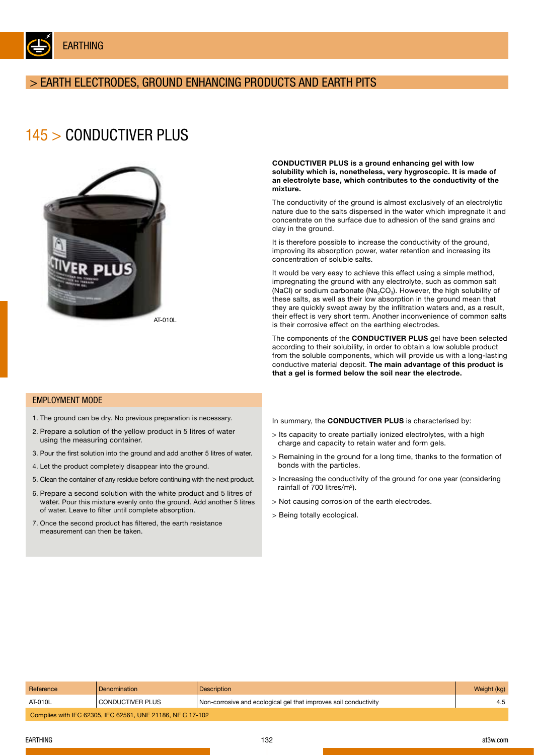# > EARTH ELECTRODES, GROUND ENHANCING PRODUCTS AND EARTH PITS

## 145 > CONDUCTIVER PLUS

AT-010L

**CONDUCTIVER PLUS is a ground enhancing gel with low solubility which is, nonetheless, very hygroscopic. It is made of an electrolyte base, which contributes to the conductivity of the mixture.**

The conductivity of the ground is almost exclusively of an electrolytic nature due to the salts dispersed in the water which impregnate it and concentrate on the surface due to adhesion of the sand grains and clay in the ground.

It is therefore possible to increase the conductivity of the ground, improving its absorption power, water retention and increasing its concentration of soluble salts.

It would be very easy to achieve this effect using a simple method, impregnating the ground with any electrolyte, such as common salt ($NaCl$) or sodium carbonate ($Na_2CO_3$). However, the high solubility of these salts, as well as their low absorption in the ground mean that they are quickly swept away by the infiltration waters and, as a result, their effect is very short term. Another inconvenience of common salts is their corrosive effect on the earthing electrodes.

The components of the **CONDUCTIVER PLUS** gel have been selected according to their solubility, in order to obtain a low soluble product from the soluble components, which will provide us with a long-lasting conductive material deposit. **The main advantage of this product is that a gel is formed below the soil near the electrode.**

### EMPLOYMENT MODE

1. The ground can be dry. No previous preparation is necessary.
2. Prepare a solution of the yellow product in 5 litres of water using the measuring container.
3. Pour the first solution into the ground and add another 5 litres of water.
4. Let the product completely disappear into the ground.
5. Clean the container of any residue before continuing with the next product.
6. Prepare a second solution with the white product and 5 litres of water. Pour this mixture evenly onto the ground. Add another 5 litres of water. Leave to filter until complete absorption.
7. Once the second product has filtered, the earth resistance measurement can then be taken.

In summary, the **CONDUCTIVER PLUS** is characterised by:

> Its capacity to create partially ionized electrolytes, with a high charge and capacity to retain water and form gels.

> Remaining in the ground for a long time, thanks to the formation of bonds with the particles.

> Increasing the conductivity of the ground for one year (considering rainfall of 700 litres/m$^2$).

> Not causing corrosion of the earth electrodes.

> Being totally ecological.

| Reference | Denomination | Description | Weight (kg) |
|---|---|---|---|
| AT-010L | CONDUCTIVER PLUS | Non-corrosive and ecological gel that improves soil conductivity | 4.5 |
| Complies with IEC 62305, IEC 62561, UNE 21186, NF C 17-102 | | | |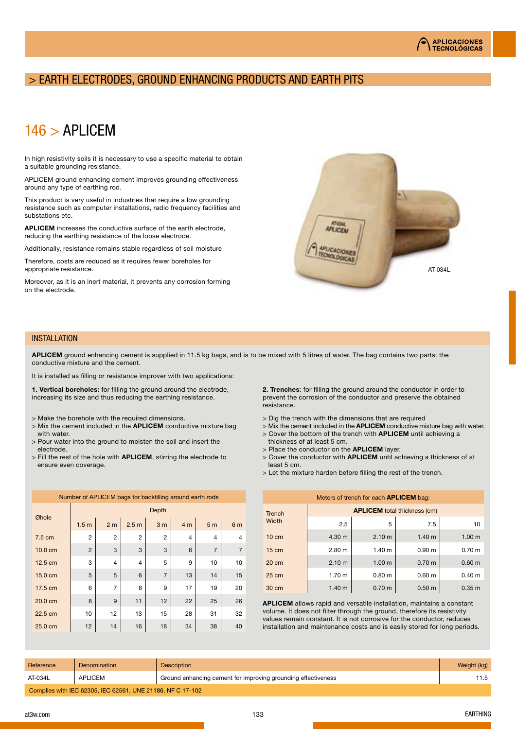## > EARTH ELECTRODES, GROUND ENHANCING PRODUCTS AND EARTH PITS

# 146 > APLICEM

In high resistivity soils it is necessary to use a specific material to obtain a suitable grounding resistance.

APLICEM ground enhancing cement improves grounding effectiveness around any type of earthing rod.

This product is very useful in industries that require a low grounding resistance such as computer installations, radio frequency facilities and substations etc.

**APLICEM** increases the conductive surface of the earth electrode, reducing the earthing resistance of the loose electrode.

Additionally, resistance remains stable regardless of soil moisture

Therefore, costs are reduced as it requires fewer boreholes for appropriate resistance.

Moreover, as it is an inert material, it prevents any corrosion forming on the electrode.

AT-034L

## INSTALLATION

**APLICEM** ground enhancing cement is supplied in 11.5 kg bags, and is to be mixed with 5 litres of water. The bag contains two parts: the conductive mixture and the cement.

It is installed as filling or resistance improver with two applications:

**1. Vertical boreholes:** for filling the ground around the electrode, increasing its size and thus reducing the earthing resistance.

> Make the borehole with the required dimensions.
> Mix the cement included in the **APLICEM** conductive mixture bag with water.
> Pour water into the ground to moisten the soil and insert the electrode.
> Fill the rest of the hole with **APLICEM**, stirring the electrode to ensure even coverage.

**2. Trenches**: for filling the ground around the conductor in order to prevent the corrosion of the conductor and preserve the obtained resistance.

> Dig the trench with the dimensions that are required
> Mix the cement included in the **APLICEM** conductive mixture bag with water.
> Cover the bottom of the trench with **APLICEM** until achieving a thickness of at least 5 cm.
> Place the conductor on the **APLICEM** layer.
> Cover the conductor with **APLICEM** until achieving a thickness of at least 5 cm.
> Let the mixture harden before filling the rest of the trench.

Number of APLICEM bags for backfilling around earth rods

| Øhole | Depth | | | | | | |
|---|---|---|---|---|---|---|---|
| | 1.5 m | 2 m | 2.5 m | 3 m | 4 m | 5 m | 6 m |
| 7.5 cm | 2 | 2 | 2 | 2 | 4 | 4 | 4 |
| 10.0 cm | 2 | 3 | 3 | 3 | 6 | 7 | 7 |
| 12.5 cm | 3 | 4 | 4 | 5 | 9 | 10 | 10 |
| 15.0 cm | 5 | 5 | 6 | 7 | 13 | 14 | 15 |
| 17.5 cm | 6 | 7 | 8 | 9 | 17 | 19 | 20 |
| 20.0 cm | 8 | 9 | 11 | 12 | 22 | 25 | 26 |
| 22.5 cm | 10 | 12 | 13 | 15 | 28 | 31 | 32 |
| 25.0 cm | 12 | 14 | 16 | 18 | 34 | 38 | 40 |

Meters of trench for each **APLICEM** bag:

| Trench Width | **APLICEM** total thickness (cm) | | | |
|---|---|---|---|---|
| | 2.5 | 5 | 7.5 | 10 |
| 10 cm | 4.30 m | 2.10 m | 1.40 m | 1.00 m |
| 15 cm | 2.80 m | 1.40 m | 0.90 m | 0.70 m |
| 20 cm | 2.10 m | 1.00 m | 0.70 m | 0.60 m |
| 25 cm | 1.70 m | 0.80 m | 0.60 m | 0.40 m |
| 30 cm | 1.40 m | 0.70 m | 0.50 m | 0.35 m |

**APLICEM** allows rapid and versatile installation, maintains a constant volume. It does not filter through the ground, therefore its resistivity values remain constant. It is not corrosive for the conductor, reduces installation and maintenance costs and is easily stored for long periods.

| Reference | Denomination | Description | Weight (kg) |
|---|---|---|---|
| AT-034L | APLICEM | Ground enhancing cement for improving grounding effectiveness | 11.5 |

Complies with IEC 62305, IEC 62561, UNE 21186, NF C 17-102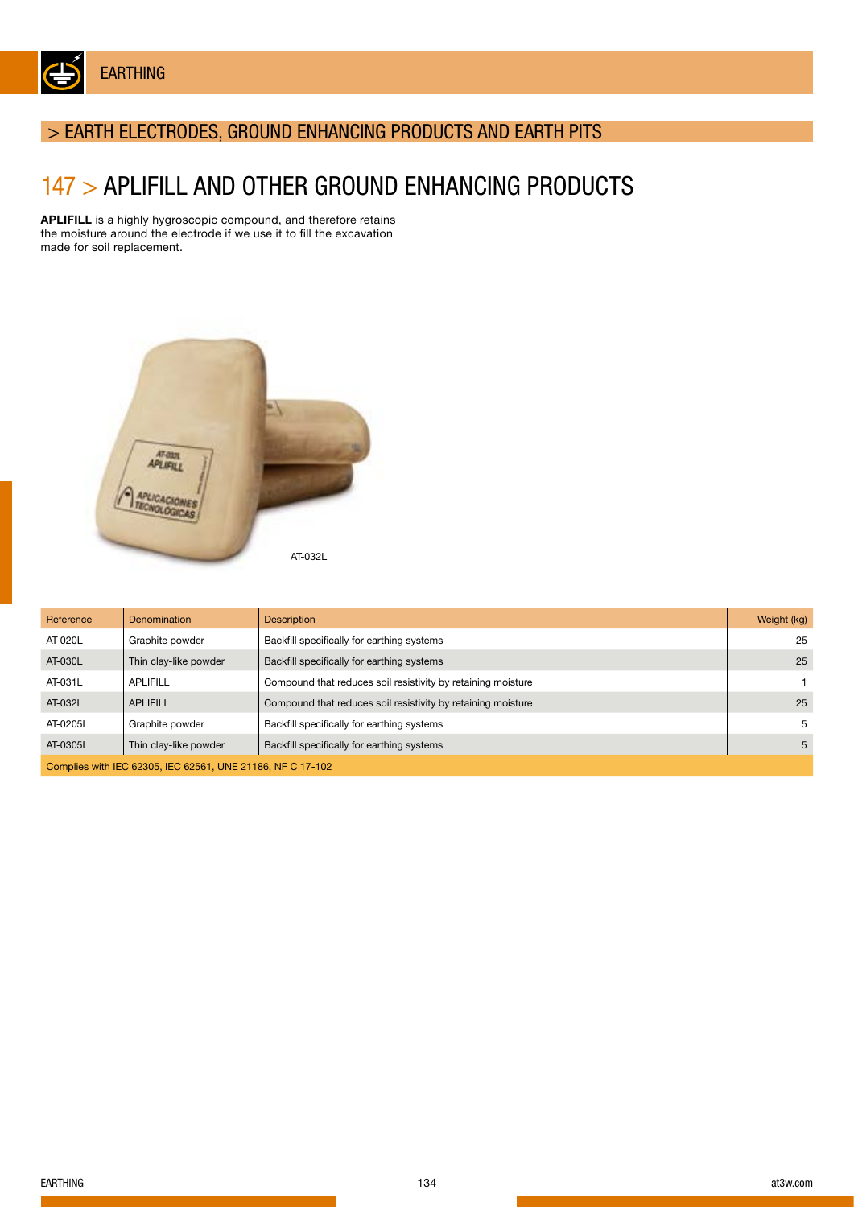## > EARTH ELECTRODES, GROUND ENHANCING PRODUCTS AND EARTH PITS

# 147 > APLIFILL AND OTHER GROUND ENHANCING PRODUCTS

**APLIFILL** is a highly hygroscopic compound, and therefore retains the moisture around the electrode if we use it to fill the excavation made for soil replacement.

AT-032L

| Reference | Denomination | Description | Weight (kg) |
|---|---|---|---|
| AT-020L | Graphite powder | Backfill specifically for earthing systems | 25 |
| AT-030L | Thin clay-like powder | Backfill specifically for earthing systems | 25 |
| AT-031L | APLIFILL | Compound that reduces soil resistivity by retaining moisture | 1 |
| AT-032L | APLIFILL | Compound that reduces soil resistivity by retaining moisture | 25 |
| AT-0205L | Graphite powder | Backfill specifically for earthing systems | 5 |
| AT-0305L | Thin clay-like powder | Backfill specifically for earthing systems | 5 |
| Complies with IEC 62305, IEC 62561, UNE 21186, NF C 17-102 | | | |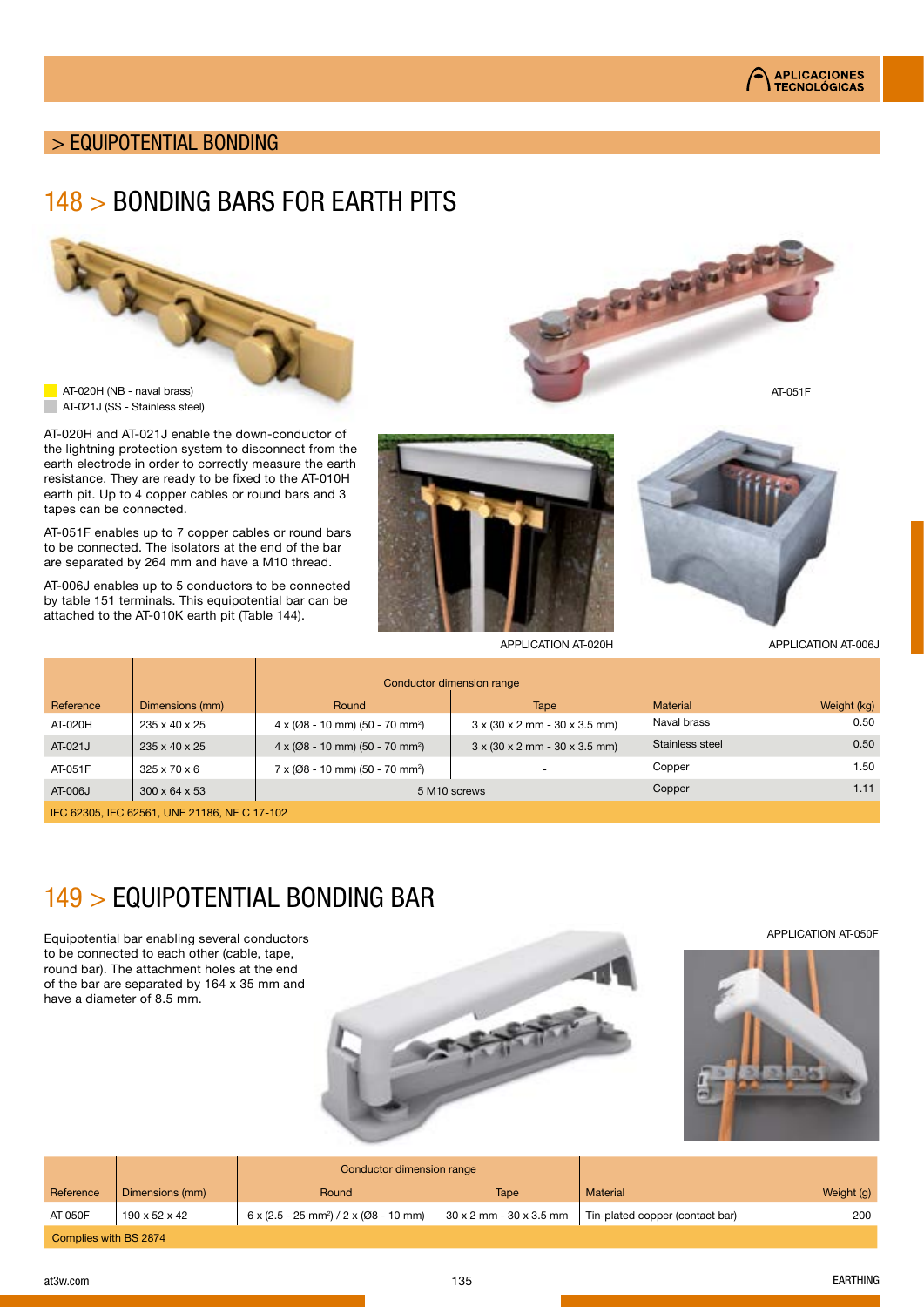## > EQUIPOTENTIAL BONDING

# 148 > BONDING BARS FOR EARTH PITS

AT-020H (NB - naval brass)
AT-021J (SS - Stainless steel)

AT-051F

AT-020H and AT-021J enable the down-conductor of the lightning protection system to disconnect from the earth electrode in order to correctly measure the earth resistance. They are ready to be fixed to the AT-010H earth pit. Up to 4 copper cables or round bars and 3 tapes can be connected.

AT-051F enables up to 7 copper cables or round bars to be connected. The isolators at the end of the bar are separated by 264 mm and have a M10 thread.

AT-006J enables up to 5 conductors to be connected by table 151 terminals. This equipotential bar can be attached to the AT-010K earth pit (Table 144).

APPLICATION AT-020H

APPLICATION AT-006J

| | | Conductor dimension range | | | |
|---|---|---|---|---|---|
| Reference | Dimensions (mm) | Round | Tape | Material | Weight (kg) |
| AT-020H | 235 x 40 x 25 | 4 x (Ø8 - 10 mm) (50 - 70 mm²) | 3 x (30 x 2 mm - 30 x 3.5 mm) | Naval brass | 0.50 |
| AT-021J | 235 x 40 x 25 | 4 x (Ø8 - 10 mm) (50 - 70 mm²) | 3 x (30 x 2 mm - 30 x 3.5 mm) | Stainless steel | 0.50 |
| AT-051F | 325 x 70 x 6 | 7 x (Ø8 - 10 mm) (50 - 70 mm²) | - | Copper | 1.50 |
| AT-006J | 300 x 64 x 53 | 5 M10 screws | | Copper | 1.11 |
| IEC 62305, IEC 62561, UNE 21186, NF C 17-102 | | | | | |

# 149 > EQUIPOTENTIAL BONDING BAR

Equipotential bar enabling several conductors to be connected to each other (cable, tape, round bar). The attachment holes at the end of the bar are separated by 164 x 35 mm and have a diameter of 8.5 mm.

APPLICATION AT-050F

| | | Conductor dimension range | | | |
|---|---|---|---|---|---|
| Reference | Dimensions (mm) | Round | Tape | Material | Weight (g) |
| AT-050F | 190 x 52 x 42 | 6 x (2.5 - 25 mm²) / 2 x (Ø8 - 10 mm) | 30 x 2 mm - 30 x 3.5 mm | Tin-plated copper (contact bar) | 200 |
| Complies with BS 2874 | | | | | |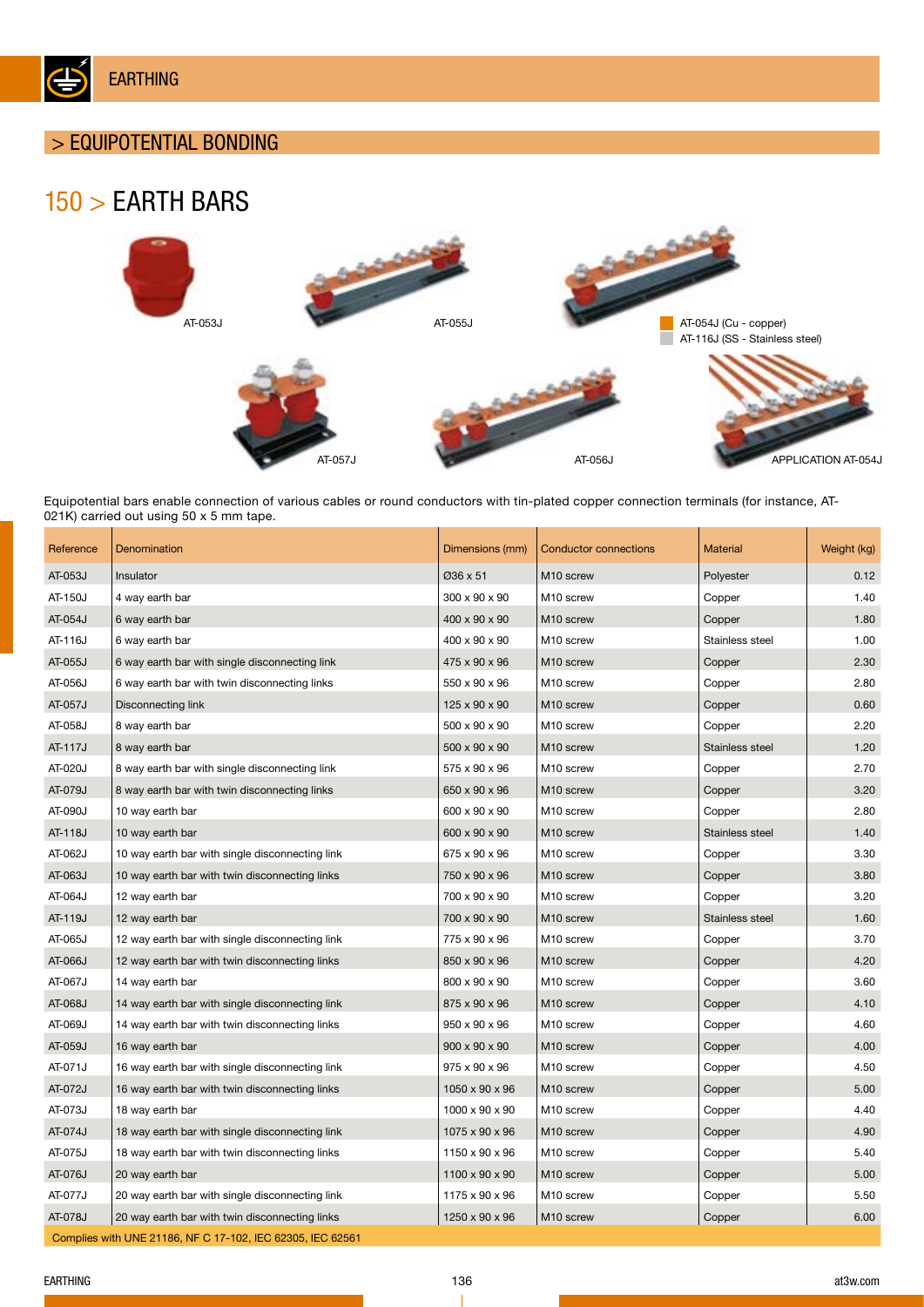# EARTHING

## > EQUIPOTENTIAL BONDING

### 150 > EARTH BARS

AT-053J

AT-055J

AT-054J (Cu - copper)
AT-116J (SS - Stainless steel)

AT-057J

AT-056J

APPLICATION AT-054J

Equipotential bars enable connection of various cables or round conductors with tin-plated copper connection terminals (for instance, AT-021K) carried out using 50 x 5 mm tape.

| Reference | Denomination | Dimensions (mm) | Conductor connections | Material | Weight (kg) |
|---|---|---|---|---|---|
| AT-053J | Insulator | Ø36 x 51 | M10 screw | Polyester | 0.12 |
| AT-150J | 4 way earth bar | 300 x 90 x 90 | M10 screw | Copper | 1.40 |
| AT-054J | 6 way earth bar | 400 x 90 x 90 | M10 screw | Copper | 1.80 |
| AT-116J | 6 way earth bar | 400 x 90 x 90 | M10 screw | Stainless steel | 1.00 |
| AT-055J | 6 way earth bar with single disconnecting link | 475 x 90 x 96 | M10 screw | Copper | 2.30 |
| AT-056J | 6 way earth bar with twin disconnecting links | 550 x 90 x 96 | M10 screw | Copper | 2.80 |
| AT-057J | Disconnecting link | 125 x 90 x 90 | M10 screw | Copper | 0.60 |
| AT-058J | 8 way earth bar | 500 x 90 x 90 | M10 screw | Copper | 2.20 |
| AT-117J | 8 way earth bar | 500 x 90 x 90 | M10 screw | Stainless steel | 1.20 |
| AT-020J | 8 way earth bar with single disconnecting link | 575 x 90 x 96 | M10 screw | Copper | 2.70 |
| AT-079J | 8 way earth bar with twin disconnecting links | 650 x 90 x 96 | M10 screw | Copper | 3.20 |
| AT-090J | 10 way earth bar | 600 x 90 x 90 | M10 screw | Copper | 2.80 |
| AT-118J | 10 way earth bar | 600 x 90 x 90 | M10 screw | Stainless steel | 1.40 |
| AT-062J | 10 way earth bar with single disconnecting link | 675 x 90 x 96 | M10 screw | Copper | 3.30 |
| AT-063J | 10 way earth bar with twin disconnecting links | 750 x 90 x 96 | M10 screw | Copper | 3.80 |
| AT-064J | 12 way earth bar | 700 x 90 x 90 | M10 screw | Copper | 3.20 |
| AT-119J | 12 way earth bar | 700 x 90 x 90 | M10 screw | Stainless steel | 1.60 |
| AT-065J | 12 way earth bar with single disconnecting link | 775 x 90 x 96 | M10 screw | Copper | 3.70 |
| AT-066J | 12 way earth bar with twin disconnecting links | 850 x 90 x 96 | M10 screw | Copper | 4.20 |
| AT-067J | 14 way earth bar | 800 x 90 x 90 | M10 screw | Copper | 3.60 |
| AT-068J | 14 way earth bar with single disconnecting link | 875 x 90 x 96 | M10 screw | Copper | 4.10 |
| AT-069J | 14 way earth bar with twin disconnecting links | 950 x 90 x 96 | M10 screw | Copper | 4.60 |
| AT-059J | 16 way earth bar | 900 x 90 x 90 | M10 screw | Copper | 4.00 |
| AT-071J | 16 way earth bar with single disconnecting link | 975 x 90 x 96 | M10 screw | Copper | 4.50 |
| AT-072J | 16 way earth bar with twin disconnecting links | 1050 x 90 x 96 | M10 screw | Copper | 5.00 |
| AT-073J | 18 way earth bar | 1000 x 90 x 90 | M10 screw | Copper | 4.40 |
| AT-074J | 18 way earth bar with single disconnecting link | 1075 x 90 x 96 | M10 screw | Copper | 4.90 |
| AT-075J | 18 way earth bar with twin disconnecting links | 1150 x 90 x 96 | M10 screw | Copper | 5.40 |
| AT-076J | 20 way earth bar | 1100 x 90 x 90 | M10 screw | Copper | 5.00 |
| AT-077J | 20 way earth bar with single disconnecting link | 1175 x 90 x 96 | M10 screw | Copper | 5.50 |
| AT-078J | 20 way earth bar with twin disconnecting links | 1250 x 90 x 96 | M10 screw | Copper | 6.00 |

Complies with UNE 21186, NF C 17-102, IEC 62305, IEC 62561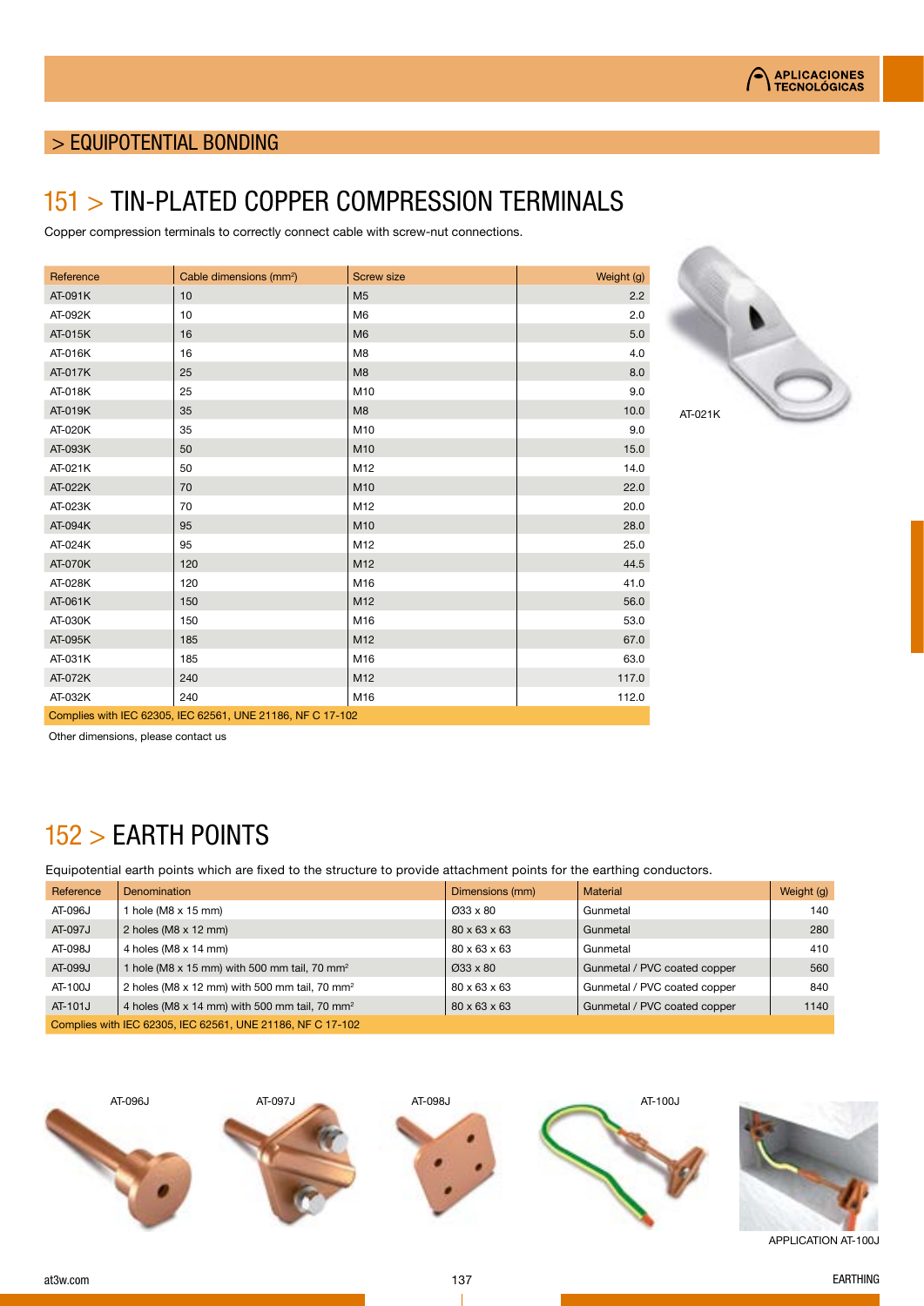## > EQUIPOTENTIAL BONDING

# 151 > TIN-PLATED COPPER COMPRESSION TERMINALS

Copper compression terminals to correctly connect cable with screw-nut connections.

| Reference | Cable dimensions (mm²) | Screw size | Weight (g) |
|---|---|---|---|
| AT-091K | 10 | M5 | 2.2 |
| AT-092K | 10 | M6 | 2.0 |
| AT-015K | 16 | M6 | 5.0 |
| AT-016K | 16 | M8 | 4.0 |
| AT-017K | 25 | M8 | 8.0 |
| AT-018K | 25 | M10 | 9.0 |
| AT-019K | 35 | M8 | 10.0 |
| AT-020K | 35 | M10 | 9.0 |
| AT-093K | 50 | M10 | 15.0 |
| AT-021K | 50 | M12 | 14.0 |
| AT-022K | 70 | M10 | 22.0 |
| AT-023K | 70 | M12 | 20.0 |
| AT-094K | 95 | M10 | 28.0 |
| AT-024K | 95 | M12 | 25.0 |
| AT-070K | 120 | M12 | 44.5 |
| AT-028K | 120 | M16 | 41.0 |
| AT-061K | 150 | M12 | 56.0 |
| AT-030K | 150 | M16 | 53.0 |
| AT-095K | 185 | M12 | 67.0 |
| AT-031K | 185 | M16 | 63.0 |
| AT-072K | 240 | M12 | 117.0 |
| AT-032K | 240 | M16 | 112.0 |
| Complies with IEC 62305, IEC 62561, UNE 21186, NF C 17-102 | | | |

Other dimensions, please contact us

AT-021K

# 152 > EARTH POINTS

Equipotential earth points which are fixed to the structure to provide attachment points for the earthing conductors.

| Reference | Denomination | Dimensions (mm) | Material | Weight (g) |
|---|---|---|---|---|
| AT-096J | 1 hole (M8 x 15 mm) | Ø33 x 80 | Gunmetal | 140 |
| AT-097J | 2 holes (M8 x 12 mm) | 80 x 63 x 63 | Gunmetal | 280 |
| AT-098J | 4 holes (M8 x 14 mm) | 80 x 63 x 63 | Gunmetal | 410 |
| AT-099J | 1 hole (M8 x 15 mm) with 500 mm tail, 70 mm² | Ø33 x 80 | Gunmetal / PVC coated copper | 560 |
| AT-100J | 2 holes (M8 x 12 mm) with 500 mm tail, 70 mm² | 80 x 63 x 63 | Gunmetal / PVC coated copper | 840 |
| AT-101J | 4 holes (M8 x 14 mm) with 500 mm tail, 70 mm² | 80 x 63 x 63 | Gunmetal / PVC coated copper | 1140 |
| Complies with IEC 62305, IEC 62561, UNE 21186, NF C 17-102 | | | | |

AT-096J

AT-097J

AT-098J

AT-100J

APPLICATION AT-100J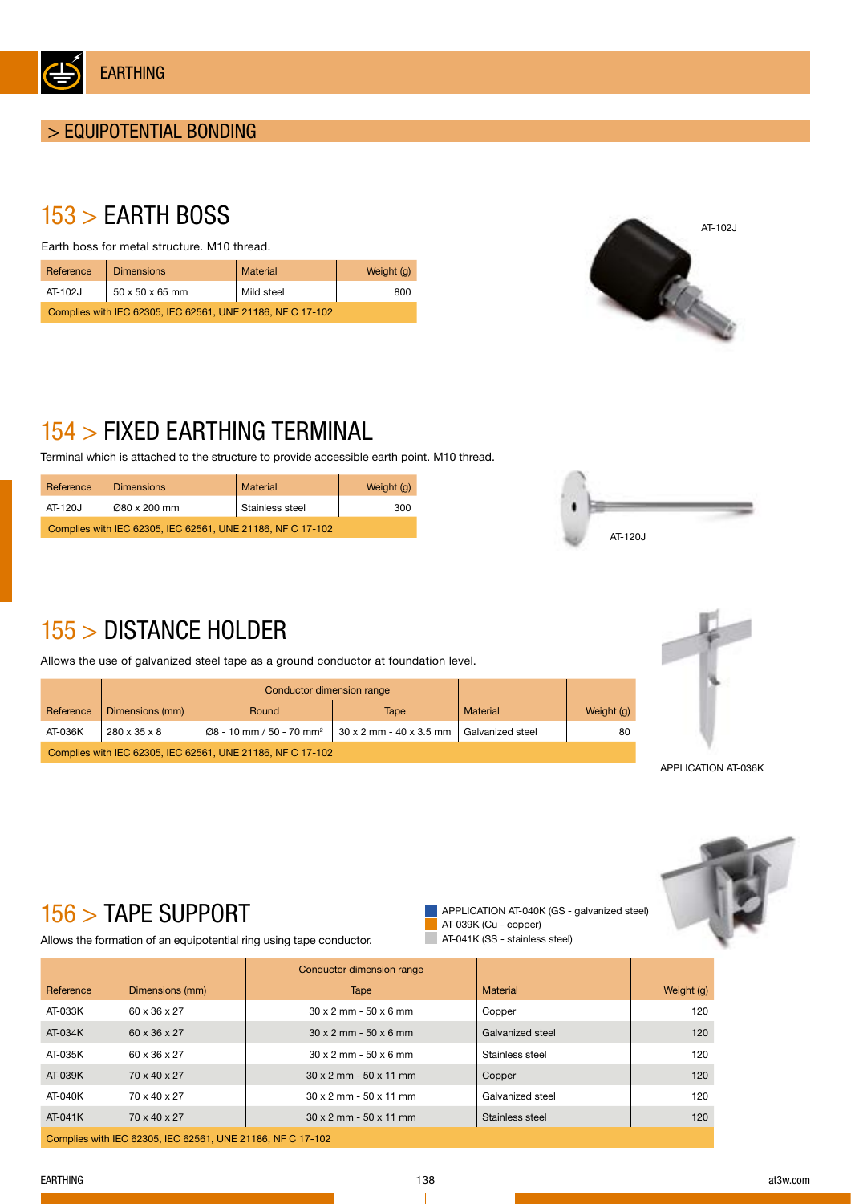# EARTHING

## > EQUIPOTENTIAL BONDING

## 153 > EARTH BOSS

Earth boss for metal structure. M10 thread.

| Reference | Dimensions | Material | Weight (g) |
|---|---|---|---|
| AT-102J | 50 x 50 x 65 mm | Mild steel | 800 |
| Complies with IEC 62305, IEC 62561, UNE 21186, NF C 17-102 | | | |

AT-102J

## 154 > FIXED EARTHING TERMINAL

Terminal which is attached to the structure to provide accessible earth point. M10 thread.

| Reference | Dimensions | Material | Weight (g) |
|---|---|---|---|
| AT-120J | Ø80 x 200 mm | Stainless steel | 300 |
| Complies with IEC 62305, IEC 62561, UNE 21186, NF C 17-102 | | | |

AT-120J

## 155 > DISTANCE HOLDER

Allows the use of galvanized steel tape as a ground conductor at foundation level.

| | | Conductor dimension range | | | |
|---|---|---|---|---|---|
| Reference | Dimensions (mm) | Round | Tape | Material | Weight (g) |
| AT-036K | 280 x 35 x 8 | Ø8 - 10 mm / 50 - 70 mm² | 30 x 2 mm - 40 x 3.5 mm | Galvanized steel | 80 |
| Complies with IEC 62305, IEC 62561, UNE 21186, NF C 17-102 | | | | | |

APPLICATION AT-036K

## 156 > TAPE SUPPORT

Allows the formation of an equipotential ring using tape conductor.

- APPLICATION AT-040K (GS - galvanized steel)
- AT-039K (Cu - copper)
- AT-041K (SS - stainless steel)

| | | Conductor dimension range | | |
|---|---|---|---|---|
| Reference | Dimensions (mm) | Tape | Material | Weight (g) |
| AT-033K | 60 x 36 x 27 | 30 x 2 mm - 50 x 6 mm | Copper | 120 |
| AT-034K | 60 x 36 x 27 | 30 x 2 mm - 50 x 6 mm | Galvanized steel | 120 |
| AT-035K | 60 x 36 x 27 | 30 x 2 mm - 50 x 6 mm | Stainless steel | 120 |
| AT-039K | 70 x 40 x 27 | 30 x 2 mm - 50 x 11 mm | Copper | 120 |
| AT-040K | 70 x 40 x 27 | 30 x 2 mm - 50 x 11 mm | Galvanized steel | 120 |
| AT-041K | 70 x 40 x 27 | 30 x 2 mm - 50 x 11 mm | Stainless steel | 120 |
| Complies with IEC 62305, IEC 62561, UNE 21186, NF C 17-102 | | | | |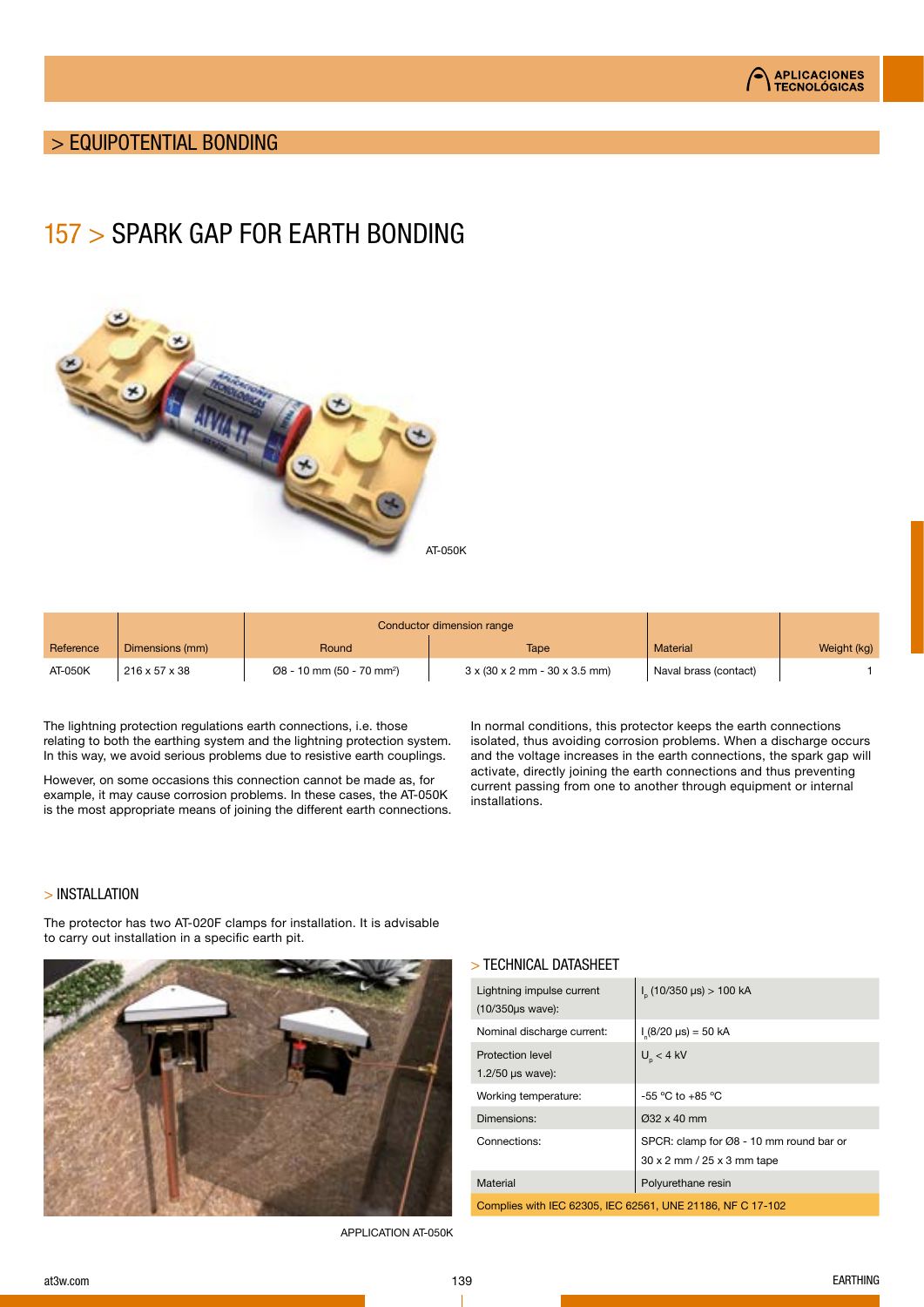## > EQUIPOTENTIAL BONDING

# 157 > SPARK GAP FOR EARTH BONDING

AT-050K

| Reference | Dimensions (mm) | Conductor dimension range | | Material | Weight (kg) |
|---|---|---|---|---|---|
| | | Round | Tape | | |
| AT-050K | 216 x 57 x 38 | Ø8 - 10 mm (50 - 70 mm²) | 3 x (30 x 2 mm - 30 x 3.5 mm) | Naval brass (contact) | 1 |

The lightning protection regulations earth connections, i.e. those relating to both the earthing system and the lightning protection system. In this way, we avoid serious problems due to resistive earth couplings.

However, on some occasions this connection cannot be made as, for example, it may cause corrosion problems. In these cases, the AT-050K is the most appropriate means of joining the different earth connections.

In normal conditions, this protector keeps the earth connections isolated, thus avoiding corrosion problems. When a discharge occurs and the voltage increases in the earth connections, the spark gap will activate, directly joining the earth connections and thus preventing current passing from one to another through equipment or internal installations.

### > INSTALLATION

The protector has two AT-020F clamps for installation. It is advisable to carry out installation in a specific earth pit.

APPLICATION AT-050K

### > TECHNICAL DATASHEET

| | |
|---|---|
| Lightning impulse current (10/350µs wave): | $I_p$ (10/350 µs) > 100 kA |
| Nominal discharge current: | $I_n$(8/20 µs) = 50 kA |
| Protection level 1.2/50 µs wave): | $U_p$ < 4 kV |
| Working temperature: | -55 ºC to +85 ºC |
| Dimensions: | Ø32 x 40 mm |
| Connections: | SPCR: clamp for Ø8 - 10 mm round bar or 30 x 2 mm / 25 x 3 mm tape |
| Material | Polyurethane resin |
| Complies with IEC 62305, IEC 62561, UNE 21186, NF C 17-102 | |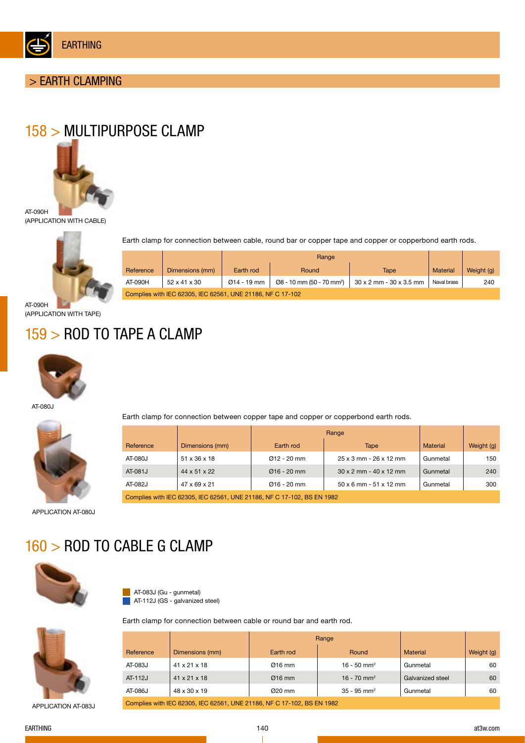# EARTHING

## > EARTH CLAMPING

## 158 > MULTIPURPOSE CLAMP

AT-090H
(APPLICATION WITH CABLE)

AT-090H
(APPLICATION WITH TAPE)

Earth clamp for connection between cable, round bar or copper tape and copper or copperbond earth rods.

| | | Range | | | | |
|---|---|---|---|---|---|---|
| Reference | Dimensions (mm) | Earth rod | Round | Tape | Material | Weight (g) |
| AT-090H | 52 x 41 x 30 | Ø14 - 19 mm | Ø8 - 10 mm (50 - 70 mm$^2$) | 30 x 2 mm - 30 x 3.5 mm | Naval brass | 240 |
| Complies with IEC 62305, IEC 62561, UNE 21186, NF C 17-102 | | | | | | |

## 159 > ROD TO TAPE A CLAMP

AT-080J

APPLICATION AT-080J

Earth clamp for connection between copper tape and copper or copperbond earth rods.

| | | Range | | | |
|---|---|---|---|---|---|
| Reference | Dimensions (mm) | Earth rod | Tape | Material | Weight (g) |
| AT-080J | 51 x 36 x 18 | Ø12 - 20 mm | 25 x 3 mm - 26 x 12 mm | Gunmetal | 150 |
| AT-081J | 44 x 51 x 22 | Ø16 - 20 mm | 30 x 2 mm - 40 x 12 mm | Gunmetal | 240 |
| AT-082J | 47 x 69 x 21 | Ø16 - 20 mm | 50 x 6 mm - 51 x 12 mm | Gunmetal | 300 |
| Complies with IEC 62305, IEC 62561, UNE 21186, NF C 17-102, BS EN 1982 | | | | | |

## 160 > ROD TO CABLE G CLAMP

AT-083J (Gu - gunmetal)
AT-112J (GS - galvanized steel)

APPLICATION AT-083J

Earth clamp for connection between cable or round bar and earth rod.

| | | Range | | | |
|---|---|---|---|---|---|
| Reference | Dimensions (mm) | Earth rod | Round | Material | Weight (g) |
| AT-083J | 41 x 21 x 18 | Ø16 mm | 16 - 50 mm$^2$ | Gunmetal | 60 |
| AT-112J | 41 x 21 x 18 | Ø16 mm | 16 - 70 mm$^2$ | Galvanized steel | 60 |
| AT-086J | 48 x 30 x 19 | Ø20 mm | 35 - 95 mm$^2$ | Gunmetal | 60 |
| Complies with IEC 62305, IEC 62561, UNE 21186, NF C 17-102, BS EN 1982 | | | | | |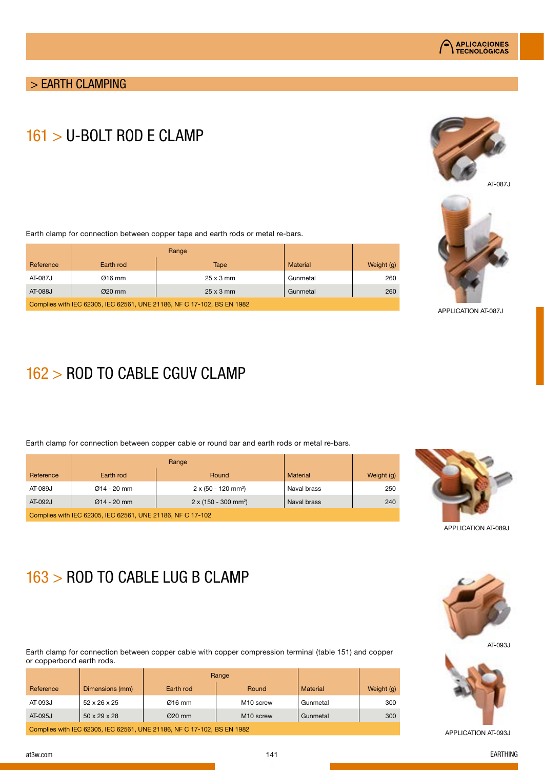## > EARTH CLAMPING

# 161 > U-BOLT ROD E CLAMP

AT-087J

APPLICATION AT-087J

Earth clamp for connection between copper tape and earth rods or metal re-bars.

| Reference | Range | | Material | Weight (g) |
|---|---|---|---|---|
| | Earth rod | Tape | | |
| AT-087J | Ø16 mm | 25 x 3 mm | Gunmetal | 260 |
| AT-088J | Ø20 mm | 25 x 3 mm | Gunmetal | 260 |
| Complies with IEC 62305, IEC 62561, UNE 21186, NF C 17-102, BS EN 1982 | | | | |

# 162 > ROD TO CABLE CGUV CLAMP

Earth clamp for connection between copper cable or round bar and earth rods or metal re-bars.

| Reference | Range | | Material | Weight (g) |
|---|---|---|---|---|
| | Earth rod | Round | | |
| AT-089J | Ø14 - 20 mm | 2 x (50 - 120 mm$^2$) | Naval brass | 250 |
| AT-092J | Ø14 - 20 mm | 2 x (150 - 300 mm$^2$) | Naval brass | 240 |
| Complies with IEC 62305, IEC 62561, UNE 21186, NF C 17-102 | | | | |

APPLICATION AT-089J

# 163 > ROD TO CABLE LUG B CLAMP

AT-093J

Earth clamp for connection between copper cable with copper compression terminal (table 151) and copper or copperbond earth rods.

| Reference | Dimensions (mm) | Range | | Material | Weight (g) |
|---|---|---|---|---|---|
| | | Earth rod | Round | | |
| AT-093J | 52 x 26 x 25 | Ø16 mm | M10 screw | Gunmetal | 300 |
| AT-095J | 50 x 29 x 28 | Ø20 mm | M10 screw | Gunmetal | 300 |
| Complies with IEC 62305, IEC 62561, UNE 21186, NF C 17-102, BS EN 1982 | | | | | |

APPLICATION AT-093J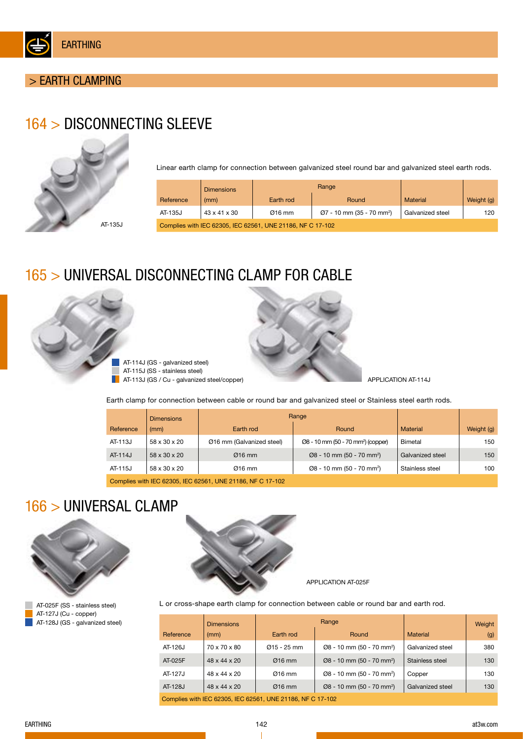# EARTHING

## > EARTH CLAMPING

## 164 > DISCONNECTING SLEEVE

AT-135J

Linear earth clamp for connection between galvanized steel round bar and galvanized steel earth rods.

| Reference | Dimensions (mm) | Range: Earth rod | Range: Round | Material | Weight (g) |
|---|---|---|---|---|---|
| AT-135J | 43 x 41 x 30 | Ø16 mm | Ø7 - 10 mm (35 - 70 mm²) | Galvanized steel | 120 |
| Complies with IEC 62305, IEC 62561, UNE 21186, NF C 17-102 | | | | | |

## 165 > UNIVERSAL DISCONNECTING CLAMP FOR CABLE

- AT-114J (GS - galvanized steel)
- AT-115J (SS - stainless steel)
- AT-113J (GS / Cu - galvanized steel/copper)

APPLICATION AT-114J

Earth clamp for connection between cable or round bar and galvanized steel or Stainless steel earth rods.

| Reference | Dimensions (mm) | Range: Earth rod | Range: Round | Material | Weight (g) |
|---|---|---|---|---|---|
| AT-113J | 58 x 30 x 20 | Ø16 mm (Galvanized steel) | Ø8 - 10 mm (50 - 70 mm²) (copper) | Bimetal | 150 |
| AT-114J | 58 x 30 x 20 | Ø16 mm | Ø8 - 10 mm (50 - 70 mm²) | Galvanized steel | 150 |
| AT-115J | 58 x 30 x 20 | Ø16 mm | Ø8 - 10 mm (50 - 70 mm²) | Stainless steel | 100 |
| Complies with IEC 62305, IEC 62561, UNE 21186, NF C 17-102 | | | | | |

## 166 > UNIVERSAL CLAMP

- AT-025F (SS - stainless steel)
- AT-127J (Cu - copper)
- AT-128J (GS - galvanized steel)

APPLICATION AT-025F

L or cross-shape earth clamp for connection between cable or round bar and earth rod.

| Reference | Dimensions (mm) | Range: Earth rod | Range: Round | Material | Weight (g) |
|---|---|---|---|---|---|
| AT-126J | 70 x 70 x 80 | Ø15 - 25 mm | Ø8 - 10 mm (50 - 70 mm²) | Galvanized steel | 380 |
| AT-025F | 48 x 44 x 20 | Ø16 mm | Ø8 - 10 mm (50 - 70 mm²) | Stainless steel | 130 |
| AT-127J | 48 x 44 x 20 | Ø16 mm | Ø8 - 10 mm (50 - 70 mm²) | Copper | 130 |
| AT-128J | 48 x 44 x 20 | Ø16 mm | Ø8 - 10 mm (50 - 70 mm²) | Galvanized steel | 130 |
| Complies with IEC 62305, IEC 62561, UNE 21186, NF C 17-102 | | | | | |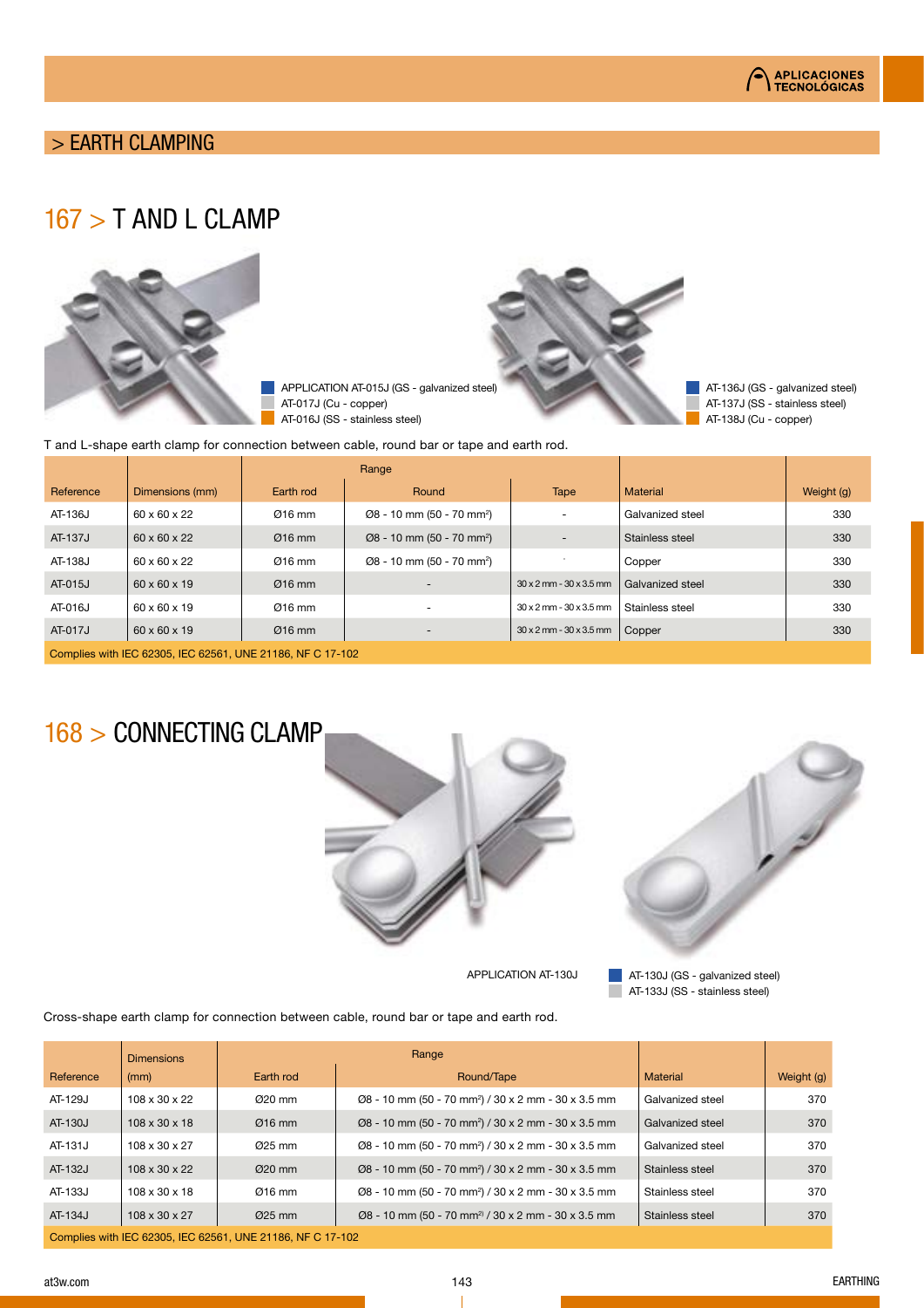> EARTH CLAMPING

## 167 > T AND L CLAMP

APPLICATION AT-015J (GS - galvanized steel)
AT-017J (Cu - copper)
AT-016J (SS - stainless steel)

AT-136J (GS - galvanized steel)
AT-137J (SS - stainless steel)
AT-138J (Cu - copper)

T and L-shape earth clamp for connection between cable, round bar or tape and earth rod.

| | | Range | | | | |
|---|---|---|---|---|---|---|
| Reference | Dimensions (mm) | Earth rod | Round | Tape | Material | Weight (g) |
| AT-136J | 60 x 60 x 22 | Ø16 mm | Ø8 - 10 mm (50 - 70 mm²) | - | Galvanized steel | 330 |
| AT-137J | 60 x 60 x 22 | Ø16 mm | Ø8 - 10 mm (50 - 70 mm²) | - | Stainless steel | 330 |
| AT-138J | 60 x 60 x 22 | Ø16 mm | Ø8 - 10 mm (50 - 70 mm²) | - | Copper | 330 |
| AT-015J | 60 x 60 x 19 | Ø16 mm | - | 30 x 2 mm - 30 x 3.5 mm | Galvanized steel | 330 |
| AT-016J | 60 x 60 x 19 | Ø16 mm | - | 30 x 2 mm - 30 x 3.5 mm | Stainless steel | 330 |
| AT-017J | 60 x 60 x 19 | Ø16 mm | - | 30 x 2 mm - 30 x 3.5 mm | Copper | 330 |
| Complies with IEC 62305, IEC 62561, UNE 21186, NF C 17-102 | | | | | | |

## 168 > CONNECTING CLAMP

APPLICATION AT-130J

AT-130J (GS - galvanized steel)
AT-133J (SS - stainless steel)

Cross-shape earth clamp for connection between cable, round bar or tape and earth rod.

| | Dimensions | Range | | | |
|---|---|---|---|---|---|
| Reference | (mm) | Earth rod | Round/Tape | Material | Weight (g) |
| AT-129J | 108 x 30 x 22 | Ø20 mm | Ø8 - 10 mm (50 - 70 mm²) / 30 x 2 mm - 30 x 3.5 mm | Galvanized steel | 370 |
| AT-130J | 108 x 30 x 18 | Ø16 mm | Ø8 - 10 mm (50 - 70 mm²) / 30 x 2 mm - 30 x 3.5 mm | Galvanized steel | 370 |
| AT-131J | 108 x 30 x 27 | Ø25 mm | Ø8 - 10 mm (50 - 70 mm²) / 30 x 2 mm - 30 x 3.5 mm | Galvanized steel | 370 |
| AT-132J | 108 x 30 x 22 | Ø20 mm | Ø8 - 10 mm (50 - 70 mm²) / 30 x 2 mm - 30 x 3.5 mm | Stainless steel | 370 |
| AT-133J | 108 x 30 x 18 | Ø16 mm | Ø8 - 10 mm (50 - 70 mm²) / 30 x 2 mm - 30 x 3.5 mm | Stainless steel | 370 |
| AT-134J | 108 x 30 x 27 | Ø25 mm | Ø8 - 10 mm (50 - 70 mm²) / 30 x 2 mm - 30 x 3.5 mm | Stainless steel | 370 |
| Complies with IEC 62305, IEC 62561, UNE 21186, NF C 17-102 | | | | | |